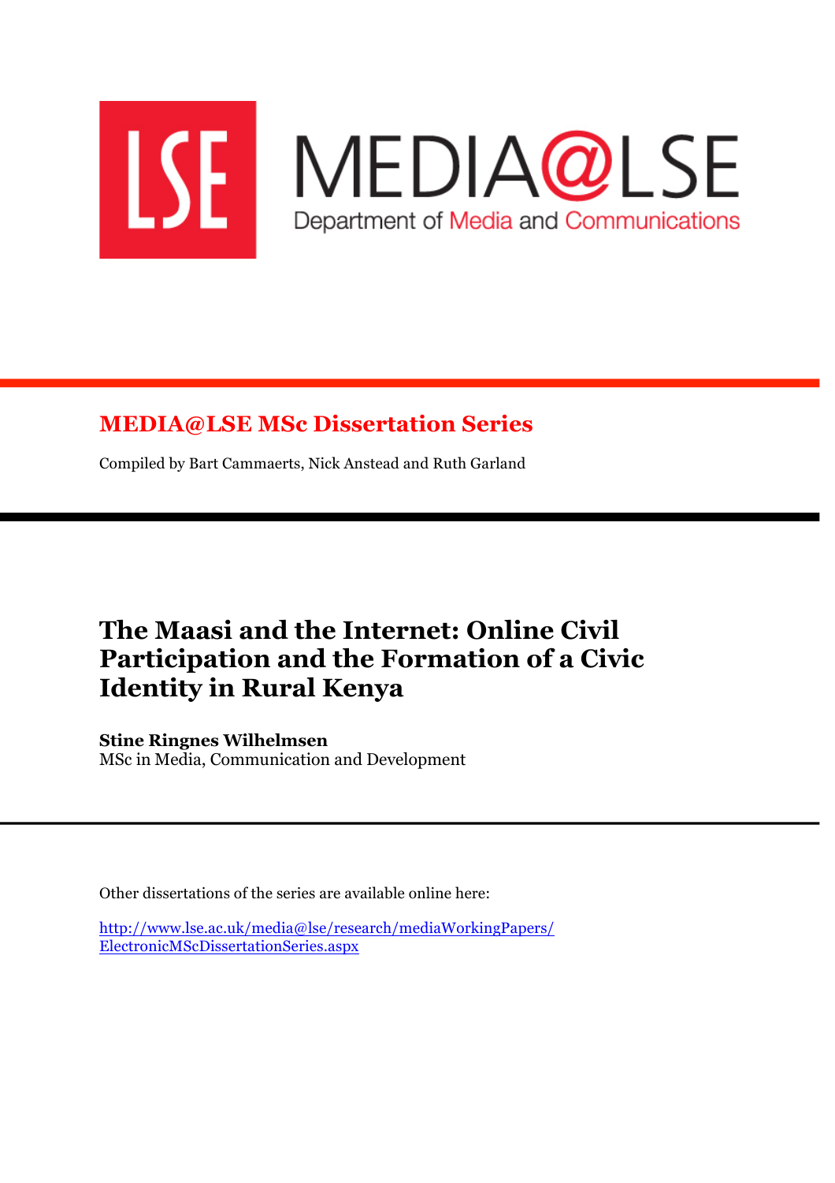LSE MEDIA@LSE

Department of Media and Communications

## MEDIA@LSE MSc Dissertation Series

Compiled by Bart Cammaerts, Nick Anstead and Ruth Garland

# The Maasi and the Internet: Online Civil Participation and the Formation of a Civic Identity in Rural Kenya

**Stine Ringnes Wilhelmsen**
MSc in Media, Communication and Development

Other dissertations of the series are available online here:

[http://www.lse.ac.uk/media@lse/research/mediaWorkingPapers/ElectronicMScDissertationSeries.aspx](http://www.lse.ac.uk/media@lse/research/mediaWorkingPapers/ElectronicMScDissertationSeries.aspx)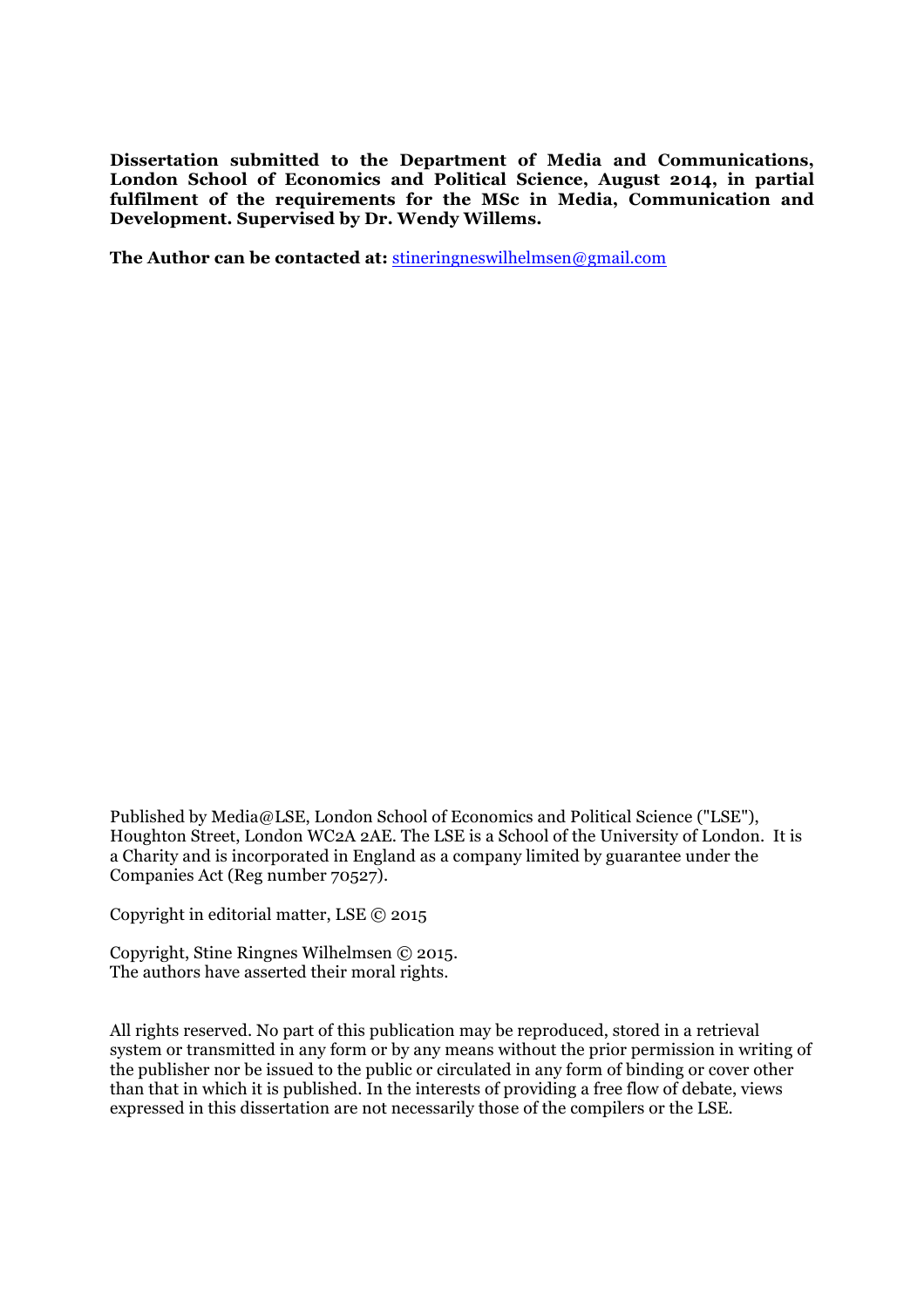**Dissertation submitted to the Department of Media and Communications, London School of Economics and Political Science, August 2014, in partial fulfilment of the requirements for the MSc in Media, Communication and Development. Supervised by Dr. Wendy Willems.**

**The Author can be contacted at:** stineringneswilhelmsen@gmail.com

Published by Media@LSE, London School of Economics and Political Science ("LSE"), Houghton Street, London WC2A 2AE. The LSE is a School of the University of London. It is a Charity and is incorporated in England as a company limited by guarantee under the Companies Act (Reg number 70527).

Copyright in editorial matter, LSE © 2015

Copyright, Stine Ringnes Wilhelmsen © 2015.
The authors have asserted their moral rights.

All rights reserved. No part of this publication may be reproduced, stored in a retrieval system or transmitted in any form or by any means without the prior permission in writing of the publisher nor be issued to the public or circulated in any form of binding or cover other than that in which it is published. In the interests of providing a free flow of debate, views expressed in this dissertation are not necessarily those of the compilers or the LSE.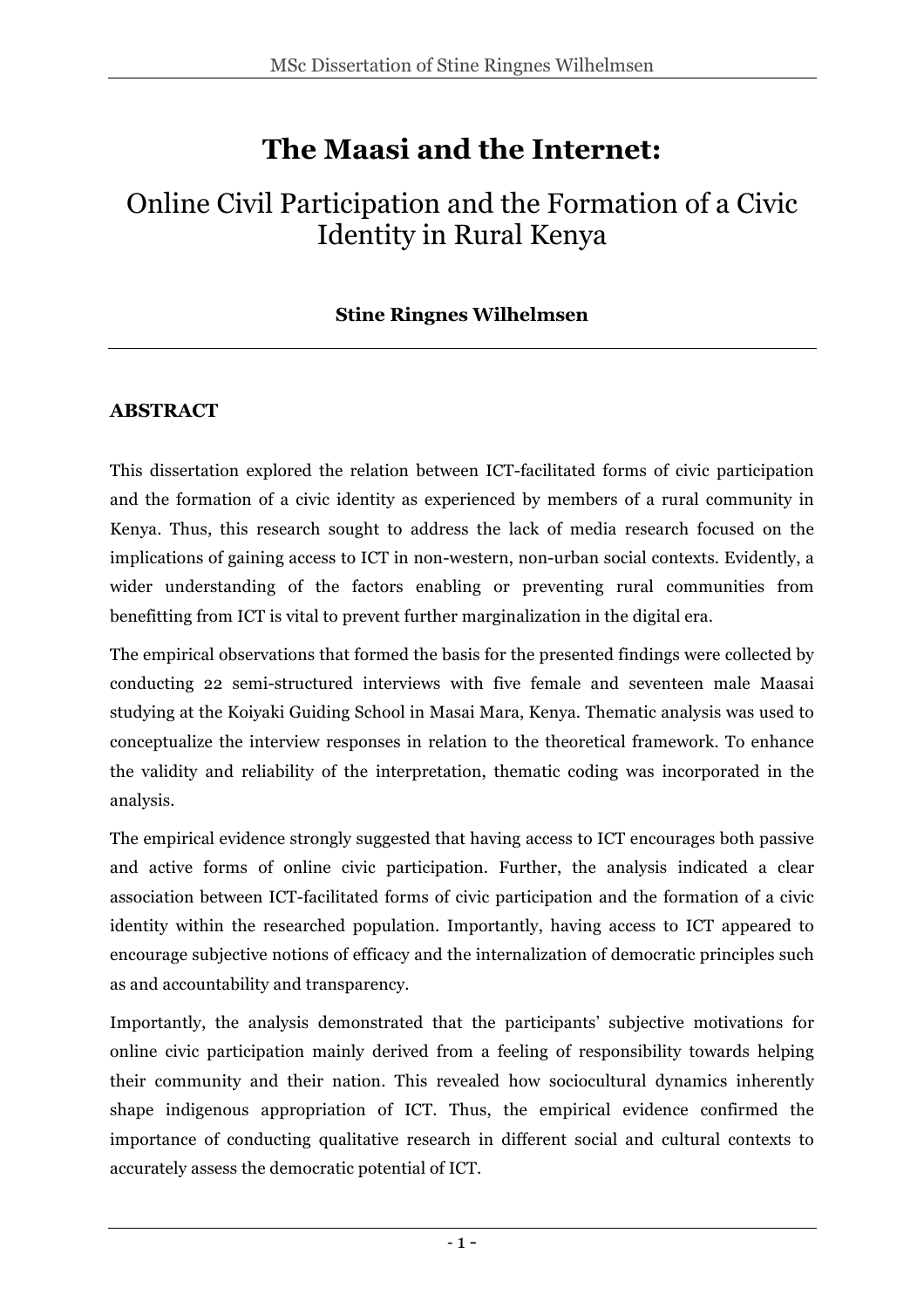# The Maasi and the Internet:

## Online Civil Participation and the Formation of a Civic Identity in Rural Kenya

**Stine Ringnes Wilhelmsen**

---

**ABSTRACT**

This dissertation explored the relation between ICT-facilitated forms of civic participation and the formation of a civic identity as experienced by members of a rural community in Kenya. Thus, this research sought to address the lack of media research focused on the implications of gaining access to ICT in non-western, non-urban social contexts. Evidently, a wider understanding of the factors enabling or preventing rural communities from benefitting from ICT is vital to prevent further marginalization in the digital era.

The empirical observations that formed the basis for the presented findings were collected by conducting 22 semi-structured interviews with five female and seventeen male Maasai studying at the Koiyaki Guiding School in Masai Mara, Kenya. Thematic analysis was used to conceptualize the interview responses in relation to the theoretical framework. To enhance the validity and reliability of the interpretation, thematic coding was incorporated in the analysis.

The empirical evidence strongly suggested that having access to ICT encourages both passive and active forms of online civic participation. Further, the analysis indicated a clear association between ICT-facilitated forms of civic participation and the formation of a civic identity within the researched population. Importantly, having access to ICT appeared to encourage subjective notions of efficacy and the internalization of democratic principles such as and accountability and transparency.

Importantly, the analysis demonstrated that the participants' subjective motivations for online civic participation mainly derived from a feeling of responsibility towards helping their community and their nation. This revealed how sociocultural dynamics inherently shape indigenous appropriation of ICT. Thus, the empirical evidence confirmed the importance of conducting qualitative research in different social and cultural contexts to accurately assess the democratic potential of ICT.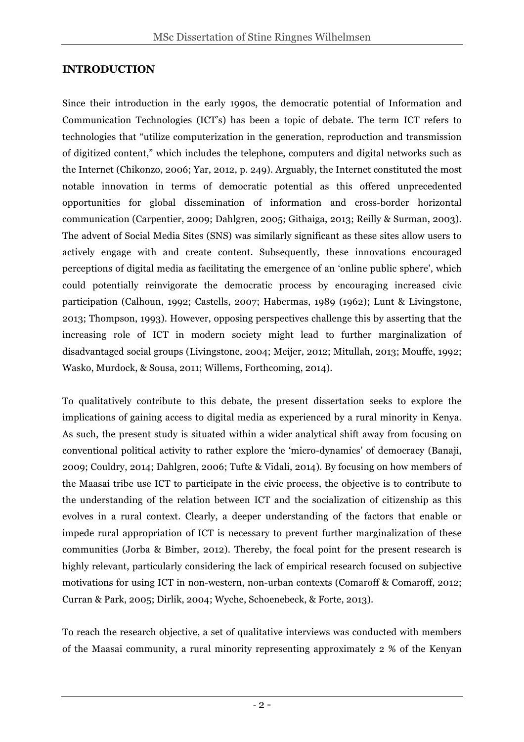## INTRODUCTION

Since their introduction in the early 1990s, the democratic potential of Information and Communication Technologies (ICT's) has been a topic of debate. The term ICT refers to technologies that "utilize computerization in the generation, reproduction and transmission of digitized content," which includes the telephone, computers and digital networks such as the Internet (Chikonzo, 2006; Yar, 2012, p. 249). Arguably, the Internet constituted the most notable innovation in terms of democratic potential as this offered unprecedented opportunities for global dissemination of information and cross-border horizontal communication (Carpentier, 2009; Dahlgren, 2005; Githaiga, 2013; Reilly & Surman, 2003). The advent of Social Media Sites (SNS) was similarly significant as these sites allow users to actively engage with and create content. Subsequently, these innovations encouraged perceptions of digital media as facilitating the emergence of an 'online public sphere', which could potentially reinvigorate the democratic process by encouraging increased civic participation (Calhoun, 1992; Castells, 2007; Habermas, 1989 (1962); Lunt & Livingstone, 2013; Thompson, 1993). However, opposing perspectives challenge this by asserting that the increasing role of ICT in modern society might lead to further marginalization of disadvantaged social groups (Livingstone, 2004; Meijer, 2012; Mitullah, 2013; Mouffe, 1992; Wasko, Murdock, & Sousa, 2011; Willems, Forthcoming, 2014).

To qualitatively contribute to this debate, the present dissertation seeks to explore the implications of gaining access to digital media as experienced by a rural minority in Kenya. As such, the present study is situated within a wider analytical shift away from focusing on conventional political activity to rather explore the 'micro-dynamics' of democracy (Banaji, 2009; Couldry, 2014; Dahlgren, 2006; Tufte & Vidali, 2014). By focusing on how members of the Maasai tribe use ICT to participate in the civic process, the objective is to contribute to the understanding of the relation between ICT and the socialization of citizenship as this evolves in a rural context. Clearly, a deeper understanding of the factors that enable or impede rural appropriation of ICT is necessary to prevent further marginalization of these communities (Jorba & Bimber, 2012). Thereby, the focal point for the present research is highly relevant, particularly considering the lack of empirical research focused on subjective motivations for using ICT in non-western, non-urban contexts (Comaroff & Comaroff, 2012; Curran & Park, 2005; Dirlik, 2004; Wyche, Schoenebeck, & Forte, 2013).

To reach the research objective, a set of qualitative interviews was conducted with members of the Maasai community, a rural minority representing approximately 2 % of the Kenyan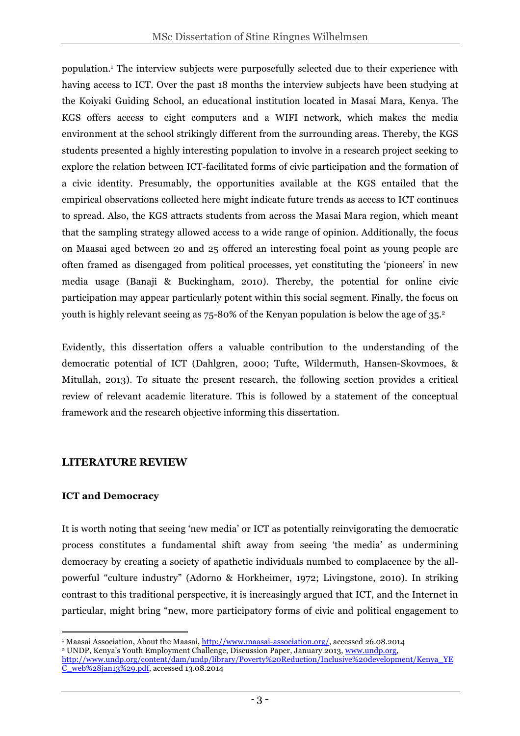population.[1] The interview subjects were purposefully selected due to their experience with having access to ICT. Over the past 18 months the interview subjects have been studying at the Koiyaki Guiding School, an educational institution located in Masai Mara, Kenya. The KGS offers access to eight computers and a WIFI network, which makes the media environment at the school strikingly different from the surrounding areas. Thereby, the KGS students presented a highly interesting population to involve in a research project seeking to explore the relation between ICT-facilitated forms of civic participation and the formation of a civic identity. Presumably, the opportunities available at the KGS entailed that the empirical observations collected here might indicate future trends as access to ICT continues to spread. Also, the KGS attracts students from across the Masai Mara region, which meant that the sampling strategy allowed access to a wide range of opinion. Additionally, the focus on Maasai aged between 20 and 25 offered an interesting focal point as young people are often framed as disengaged from political processes, yet constituting the 'pioneers' in new media usage (Banaji & Buckingham, 2010). Thereby, the potential for online civic participation may appear particularly potent within this social segment. Finally, the focus on youth is highly relevant seeing as 75-80% of the Kenyan population is below the age of 35.[2]

Evidently, this dissertation offers a valuable contribution to the understanding of the democratic potential of ICT (Dahlgren, 2000; Tufte, Wildermuth, Hansen-Skovmoes, & Mitullah, 2013). To situate the present research, the following section provides a critical review of relevant academic literature. This is followed by a statement of the conceptual framework and the research objective informing this dissertation.

## LITERATURE REVIEW

### ICT and Democracy

It is worth noting that seeing 'new media' or ICT as potentially reinvigorating the democratic process constitutes a fundamental shift away from seeing 'the media' as undermining democracy by creating a society of apathetic individuals numbed to complacence by the all-powerful "culture industry" (Adorno & Horkheimer, 1972; Livingstone, 2010). In striking contrast to this traditional perspective, it is increasingly argued that ICT, and the Internet in particular, might bring "new, more participatory forms of civic and political engagement to

---

[1] Maasai Association, About the Maasai, http://www.maasai-association.org/, accessed 26.08.2014

[2] UNDP, Kenya's Youth Employment Challenge, Discussion Paper, January 2013, www.undp.org, http://www.undp.org/content/dam/undp/library/Poverty%20Reduction/Inclusive%20development/Kenya_YEC_web%28jan13%29.pdf, accessed 13.08.2014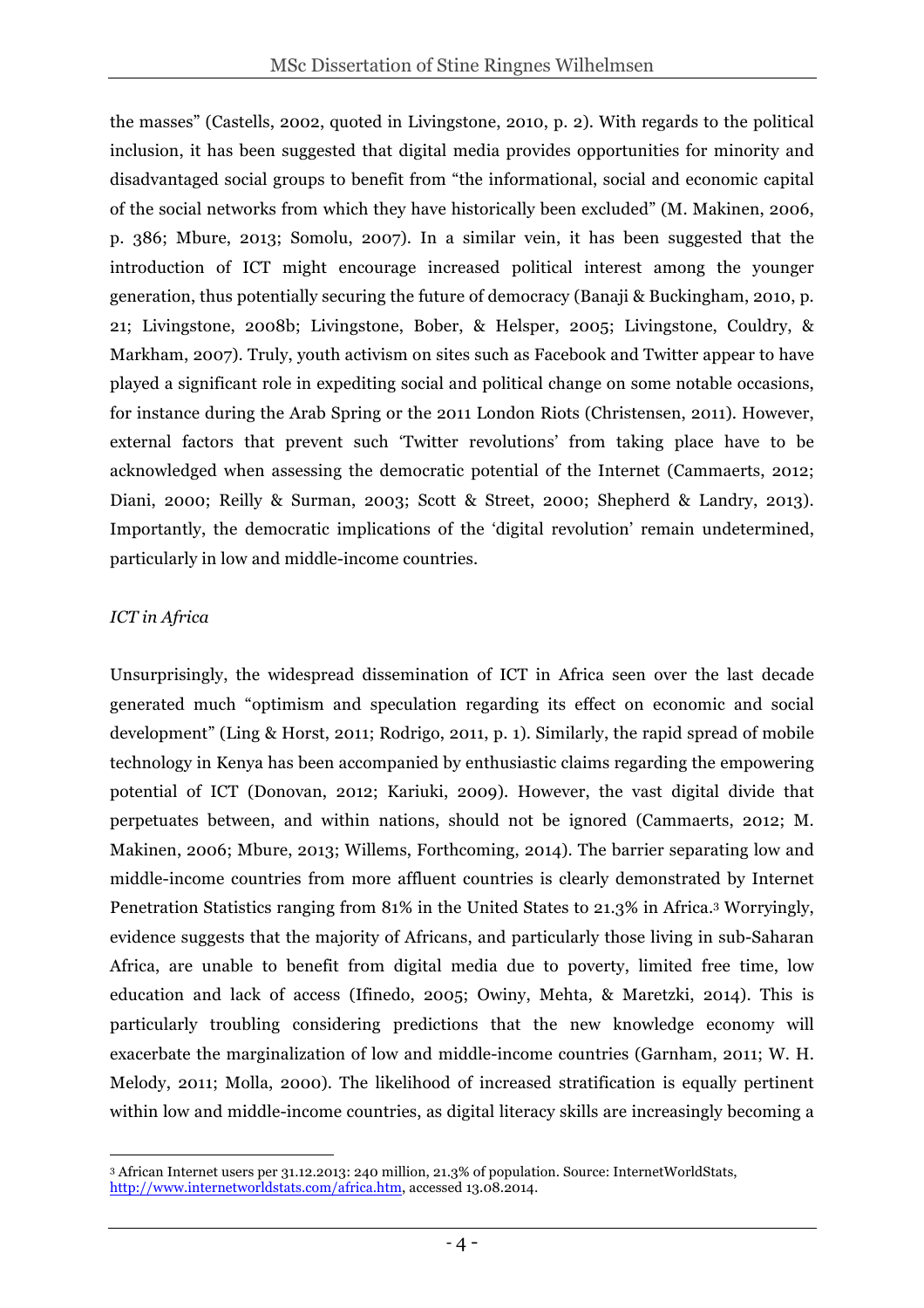the masses" (Castells, 2002, quoted in Livingstone, 2010, p. 2). With regards to the political inclusion, it has been suggested that digital media provides opportunities for minority and disadvantaged social groups to benefit from "the informational, social and economic capital of the social networks from which they have historically been excluded" (M. Makinen, 2006, p. 386; Mbure, 2013; Somolu, 2007). In a similar vein, it has been suggested that the introduction of ICT might encourage increased political interest among the younger generation, thus potentially securing the future of democracy (Banaji & Buckingham, 2010, p. 21; Livingstone, 2008b; Livingstone, Bober, & Helsper, 2005; Livingstone, Couldry, & Markham, 2007). Truly, youth activism on sites such as Facebook and Twitter appear to have played a significant role in expediting social and political change on some notable occasions, for instance during the Arab Spring or the 2011 London Riots (Christensen, 2011). However, external factors that prevent such 'Twitter revolutions' from taking place have to be acknowledged when assessing the democratic potential of the Internet (Cammaerts, 2012; Diani, 2000; Reilly & Surman, 2003; Scott & Street, 2000; Shepherd & Landry, 2013). Importantly, the democratic implications of the 'digital revolution' remain undetermined, particularly in low and middle-income countries.

*ICT in Africa*

Unsurprisingly, the widespread dissemination of ICT in Africa seen over the last decade generated much "optimism and speculation regarding its effect on economic and social development" (Ling & Horst, 2011; Rodrigo, 2011, p. 1). Similarly, the rapid spread of mobile technology in Kenya has been accompanied by enthusiastic claims regarding the empowering potential of ICT (Donovan, 2012; Kariuki, 2009). However, the vast digital divide that perpetuates between, and within nations, should not be ignored (Cammaerts, 2012; M. Makinen, 2006; Mbure, 2013; Willems, Forthcoming, 2014). The barrier separating low and middle-income countries from more affluent countries is clearly demonstrated by Internet Penetration Statistics ranging from 81% in the United States to 21.3% in Africa.[3] Worryingly, evidence suggests that the majority of Africans, and particularly those living in sub-Saharan Africa, are unable to benefit from digital media due to poverty, limited free time, low education and lack of access (Ifinedo, 2005; Owiny, Mehta, & Maretzki, 2014). This is particularly troubling considering predictions that the new knowledge economy will exacerbate the marginalization of low and middle-income countries (Garnham, 2011; W. H. Melody, 2011; Molla, 2000). The likelihood of increased stratification is equally pertinent within low and middle-income countries, as digital literacy skills are increasingly becoming a

[3] African Internet users per 31.12.2013: 240 million, 21.3% of population. Source: InternetWorldStats, http://www.internetworldstats.com/africa.htm, accessed 13.08.2014.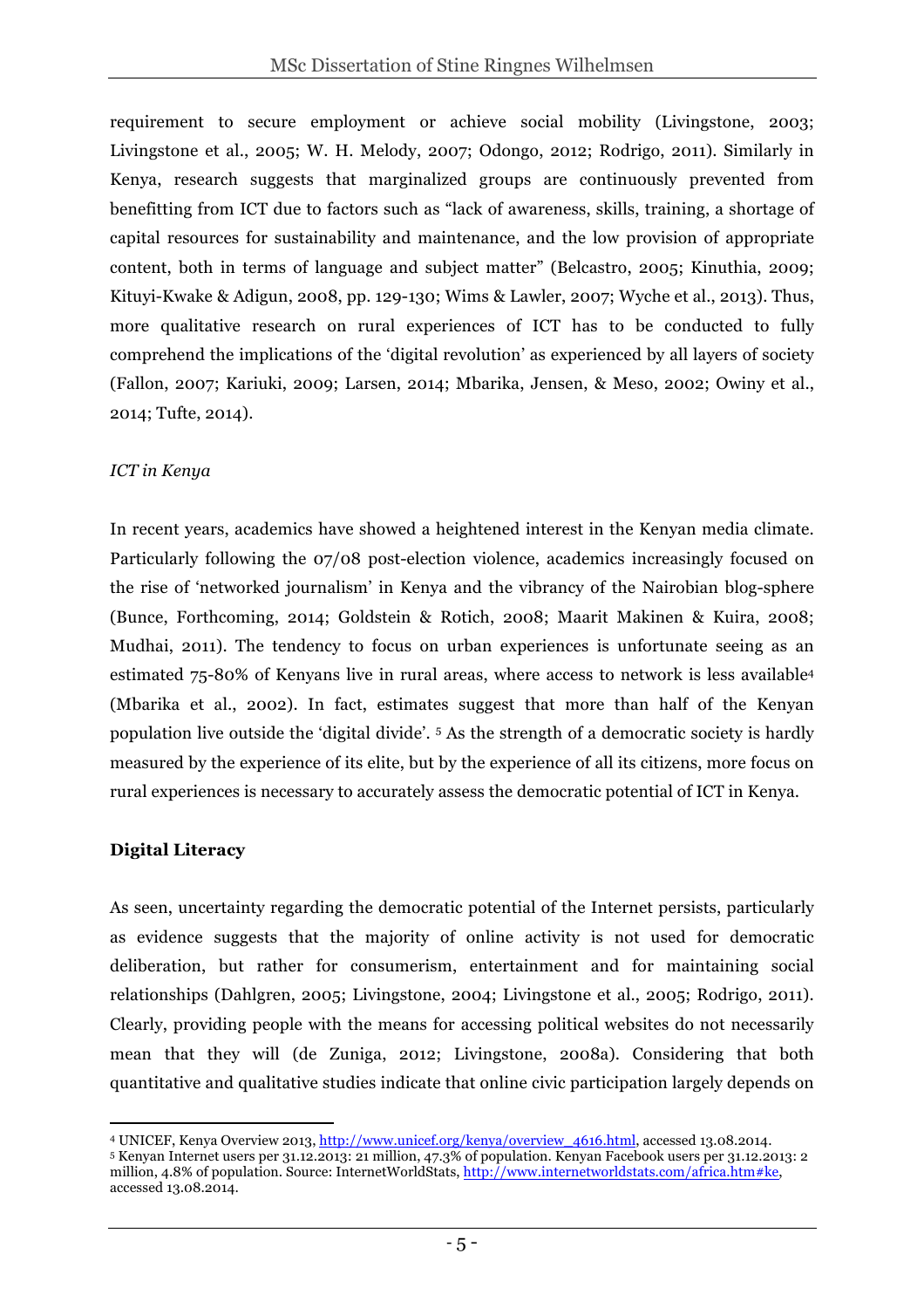requirement to secure employment or achieve social mobility (Livingstone, 2003; Livingstone et al., 2005; W. H. Melody, 2007; Odongo, 2012; Rodrigo, 2011). Similarly in Kenya, research suggests that marginalized groups are continuously prevented from benefitting from ICT due to factors such as "lack of awareness, skills, training, a shortage of capital resources for sustainability and maintenance, and the low provision of appropriate content, both in terms of language and subject matter" (Belcastro, 2005; Kinuthia, 2009; Kituyi-Kwake & Adigun, 2008, pp. 129-130; Wims & Lawler, 2007; Wyche et al., 2013). Thus, more qualitative research on rural experiences of ICT has to be conducted to fully comprehend the implications of the 'digital revolution' as experienced by all layers of society (Fallon, 2007; Kariuki, 2009; Larsen, 2014; Mbarika, Jensen, & Meso, 2002; Owiny et al., 2014; Tufte, 2014).

*ICT in Kenya*

In recent years, academics have showed a heightened interest in the Kenyan media climate. Particularly following the 07/08 post-election violence, academics increasingly focused on the rise of 'networked journalism' in Kenya and the vibrancy of the Nairobian blog-sphere (Bunce, Forthcoming, 2014; Goldstein & Rotich, 2008; Maarit Makinen & Kuira, 2008; Mudhai, 2011). The tendency to focus on urban experiences is unfortunate seeing as an estimated 75-80% of Kenyans live in rural areas, where access to network is less available[4] (Mbarika et al., 2002). In fact, estimates suggest that more than half of the Kenyan population live outside the 'digital divide'. [5] As the strength of a democratic society is hardly measured by the experience of its elite, but by the experience of all its citizens, more focus on rural experiences is necessary to accurately assess the democratic potential of ICT in Kenya.

## Digital Literacy

As seen, uncertainty regarding the democratic potential of the Internet persists, particularly as evidence suggests that the majority of online activity is not used for democratic deliberation, but rather for consumerism, entertainment and for maintaining social relationships (Dahlgren, 2005; Livingstone, 2004; Livingstone et al., 2005; Rodrigo, 2011). Clearly, providing people with the means for accessing political websites do not necessarily mean that they will (de Zuniga, 2012; Livingstone, 2008a). Considering that both quantitative and qualitative studies indicate that online civic participation largely depends on

---

[4] UNICEF, Kenya Overview 2013, http://www.unicef.org/kenya/overview_4616.html, accessed 13.08.2014.

[5] Kenyan Internet users per 31.12.2013: 21 million, 47.3% of population. Kenyan Facebook users per 31.12.2013: 2 million, 4.8% of population. Source: InternetWorldStats, http://www.internetworldstats.com/africa.htm#ke, accessed 13.08.2014.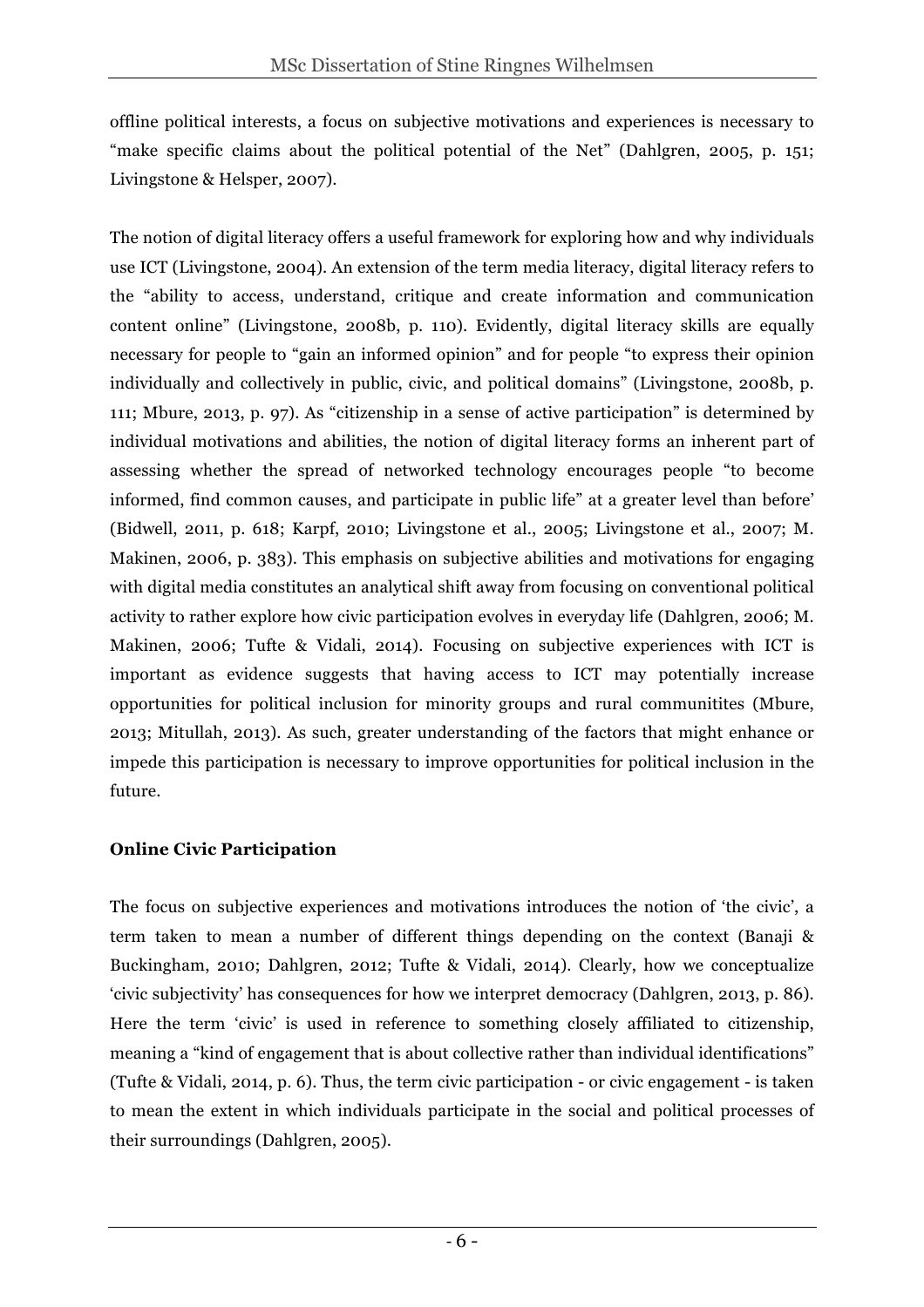offline political interests, a focus on subjective motivations and experiences is necessary to "make specific claims about the political potential of the Net" (Dahlgren, 2005, p. 151; Livingstone & Helsper, 2007).

The notion of digital literacy offers a useful framework for exploring how and why individuals use ICT (Livingstone, 2004). An extension of the term media literacy, digital literacy refers to the "ability to access, understand, critique and create information and communication content online" (Livingstone, 2008b, p. 110). Evidently, digital literacy skills are equally necessary for people to "gain an informed opinion" and for people "to express their opinion individually and collectively in public, civic, and political domains" (Livingstone, 2008b, p. 111; Mbure, 2013, p. 97). As "citizenship in a sense of active participation" is determined by individual motivations and abilities, the notion of digital literacy forms an inherent part of assessing whether the spread of networked technology encourages people "to become informed, find common causes, and participate in public life" at a greater level than before' (Bidwell, 2011, p. 618; Karpf, 2010; Livingstone et al., 2005; Livingstone et al., 2007; M. Makinen, 2006, p. 383). This emphasis on subjective abilities and motivations for engaging with digital media constitutes an analytical shift away from focusing on conventional political activity to rather explore how civic participation evolves in everyday life (Dahlgren, 2006; M. Makinen, 2006; Tufte & Vidali, 2014). Focusing on subjective experiences with ICT is important as evidence suggests that having access to ICT may potentially increase opportunities for political inclusion for minority groups and rural communitites (Mbure, 2013; Mitullah, 2013). As such, greater understanding of the factors that might enhance or impede this participation is necessary to improve opportunities for political inclusion in the future.

**Online Civic Participation**

The focus on subjective experiences and motivations introduces the notion of 'the civic', a term taken to mean a number of different things depending on the context (Banaji & Buckingham, 2010; Dahlgren, 2012; Tufte & Vidali, 2014). Clearly, how we conceptualize 'civic subjectivity' has consequences for how we interpret democracy (Dahlgren, 2013, p. 86). Here the term 'civic' is used in reference to something closely affiliated to citizenship, meaning a "kind of engagement that is about collective rather than individual identifications" (Tufte & Vidali, 2014, p. 6). Thus, the term civic participation - or civic engagement - is taken to mean the extent in which individuals participate in the social and political processes of their surroundings (Dahlgren, 2005).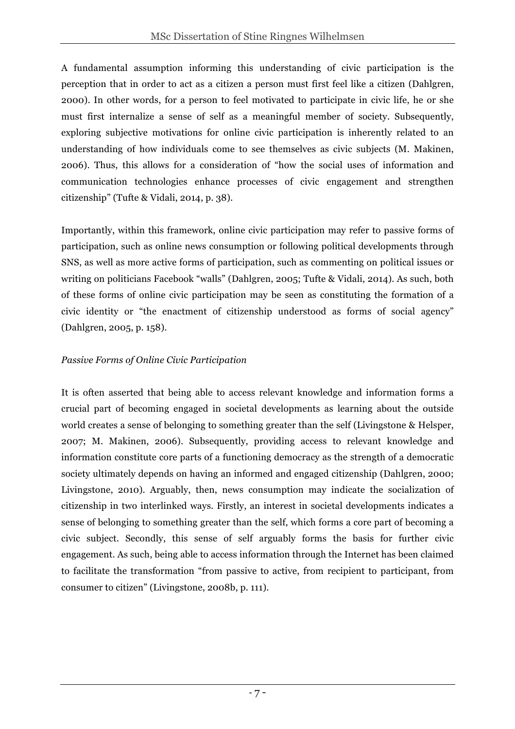A fundamental assumption informing this understanding of civic participation is the perception that in order to act as a citizen a person must first feel like a citizen (Dahlgren, 2000). In other words, for a person to feel motivated to participate in civic life, he or she must first internalize a sense of self as a meaningful member of society. Subsequently, exploring subjective motivations for online civic participation is inherently related to an understanding of how individuals come to see themselves as civic subjects (M. Makinen, 2006). Thus, this allows for a consideration of "how the social uses of information and communication technologies enhance processes of civic engagement and strengthen citizenship" (Tufte & Vidali, 2014, p. 38).

Importantly, within this framework, online civic participation may refer to passive forms of participation, such as online news consumption or following political developments through SNS, as well as more active forms of participation, such as commenting on political issues or writing on politicians Facebook "walls" (Dahlgren, 2005; Tufte & Vidali, 2014). As such, both of these forms of online civic participation may be seen as constituting the formation of a civic identity or "the enactment of citizenship understood as forms of social agency" (Dahlgren, 2005, p. 158).

*Passive Forms of Online Civic Participation*

It is often asserted that being able to access relevant knowledge and information forms a crucial part of becoming engaged in societal developments as learning about the outside world creates a sense of belonging to something greater than the self (Livingstone & Helsper, 2007; M. Makinen, 2006). Subsequently, providing access to relevant knowledge and information constitute core parts of a functioning democracy as the strength of a democratic society ultimately depends on having an informed and engaged citizenship (Dahlgren, 2000; Livingstone, 2010). Arguably, then, news consumption may indicate the socialization of citizenship in two interlinked ways. Firstly, an interest in societal developments indicates a sense of belonging to something greater than the self, which forms a core part of becoming a civic subject. Secondly, this sense of self arguably forms the basis for further civic engagement. As such, being able to access information through the Internet has been claimed to facilitate the transformation "from passive to active, from recipient to participant, from consumer to citizen" (Livingstone, 2008b, p. 111).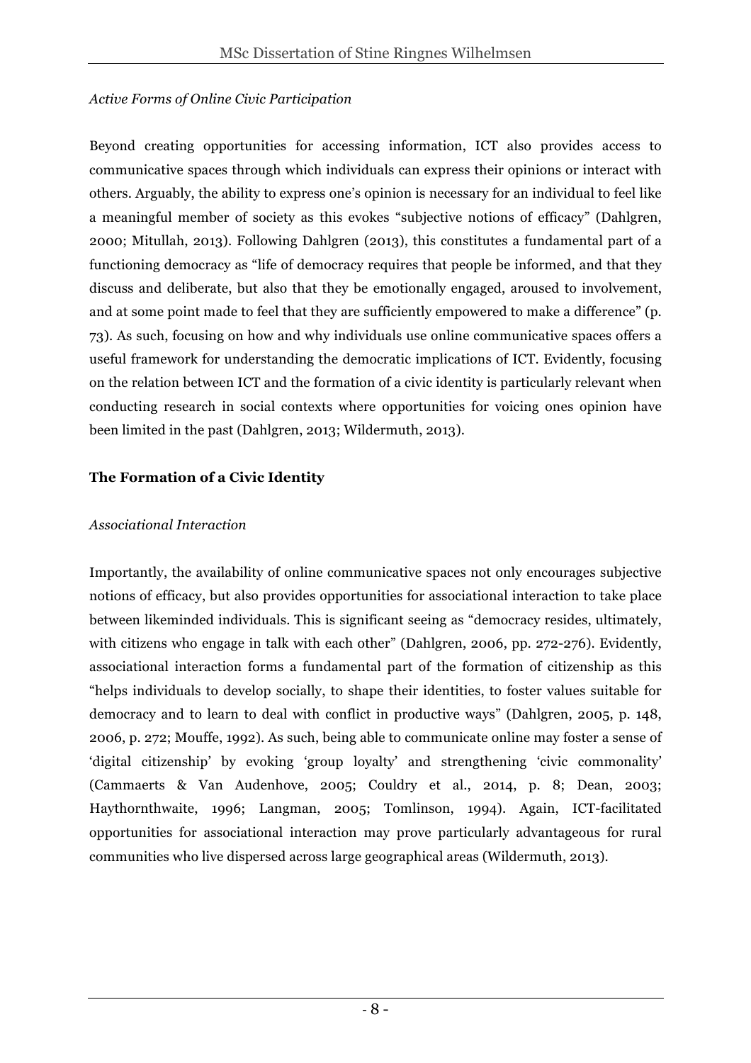*Active Forms of Online Civic Participation*

Beyond creating opportunities for accessing information, ICT also provides access to communicative spaces through which individuals can express their opinions or interact with others. Arguably, the ability to express one's opinion is necessary for an individual to feel like a meaningful member of society as this evokes "subjective notions of efficacy" (Dahlgren, 2000; Mitullah, 2013). Following Dahlgren (2013), this constitutes a fundamental part of a functioning democracy as "life of democracy requires that people be informed, and that they discuss and deliberate, but also that they be emotionally engaged, aroused to involvement, and at some point made to feel that they are sufficiently empowered to make a difference" (p. 73). As such, focusing on how and why individuals use online communicative spaces offers a useful framework for understanding the democratic implications of ICT. Evidently, focusing on the relation between ICT and the formation of a civic identity is particularly relevant when conducting research in social contexts where opportunities for voicing ones opinion have been limited in the past (Dahlgren, 2013; Wildermuth, 2013).

## The Formation of a Civic Identity

*Associational Interaction*

Importantly, the availability of online communicative spaces not only encourages subjective notions of efficacy, but also provides opportunities for associational interaction to take place between likeminded individuals. This is significant seeing as "democracy resides, ultimately, with citizens who engage in talk with each other" (Dahlgren, 2006, pp. 272-276). Evidently, associational interaction forms a fundamental part of the formation of citizenship as this "helps individuals to develop socially, to shape their identities, to foster values suitable for democracy and to learn to deal with conflict in productive ways" (Dahlgren, 2005, p. 148, 2006, p. 272; Mouffe, 1992). As such, being able to communicate online may foster a sense of 'digital citizenship' by evoking 'group loyalty' and strengthening 'civic commonality' (Cammaerts & Van Audenhove, 2005; Couldry et al., 2014, p. 8; Dean, 2003; Haythornthwaite, 1996; Langman, 2005; Tomlinson, 1994). Again, ICT-facilitated opportunities for associational interaction may prove particularly advantageous for rural communities who live dispersed across large geographical areas (Wildermuth, 2013).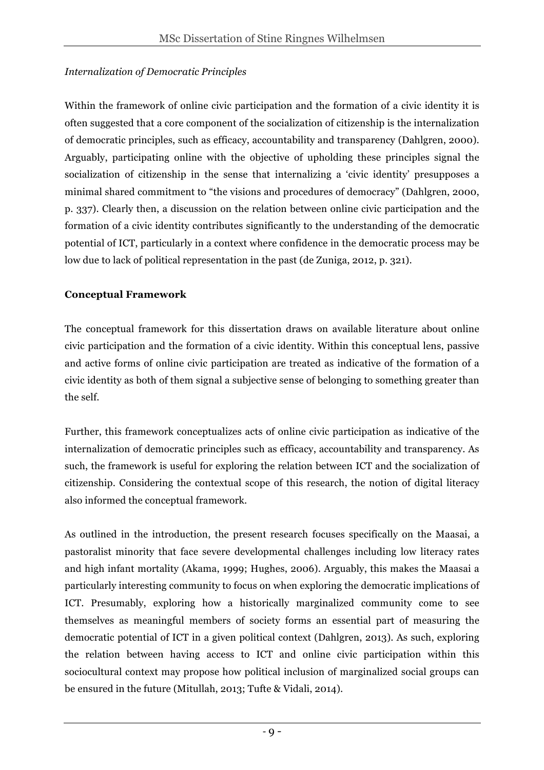*Internalization of Democratic Principles*

Within the framework of online civic participation and the formation of a civic identity it is often suggested that a core component of the socialization of citizenship is the internalization of democratic principles, such as efficacy, accountability and transparency (Dahlgren, 2000). Arguably, participating online with the objective of upholding these principles signal the socialization of citizenship in the sense that internalizing a 'civic identity' presupposes a minimal shared commitment to "the visions and procedures of democracy" (Dahlgren, 2000, p. 337). Clearly then, a discussion on the relation between online civic participation and the formation of a civic identity contributes significantly to the understanding of the democratic potential of ICT, particularly in a context where confidence in the democratic process may be low due to lack of political representation in the past (de Zuniga, 2012, p. 321).

**Conceptual Framework**

The conceptual framework for this dissertation draws on available literature about online civic participation and the formation of a civic identity. Within this conceptual lens, passive and active forms of online civic participation are treated as indicative of the formation of a civic identity as both of them signal a subjective sense of belonging to something greater than the self.

Further, this framework conceptualizes acts of online civic participation as indicative of the internalization of democratic principles such as efficacy, accountability and transparency. As such, the framework is useful for exploring the relation between ICT and the socialization of citizenship. Considering the contextual scope of this research, the notion of digital literacy also informed the conceptual framework.

As outlined in the introduction, the present research focuses specifically on the Maasai, a pastoralist minority that face severe developmental challenges including low literacy rates and high infant mortality (Akama, 1999; Hughes, 2006). Arguably, this makes the Maasai a particularly interesting community to focus on when exploring the democratic implications of ICT. Presumably, exploring how a historically marginalized community come to see themselves as meaningful members of society forms an essential part of measuring the democratic potential of ICT in a given political context (Dahlgren, 2013). As such, exploring the relation between having access to ICT and online civic participation within this sociocultural context may propose how political inclusion of marginalized social groups can be ensured in the future (Mitullah, 2013; Tufte & Vidali, 2014).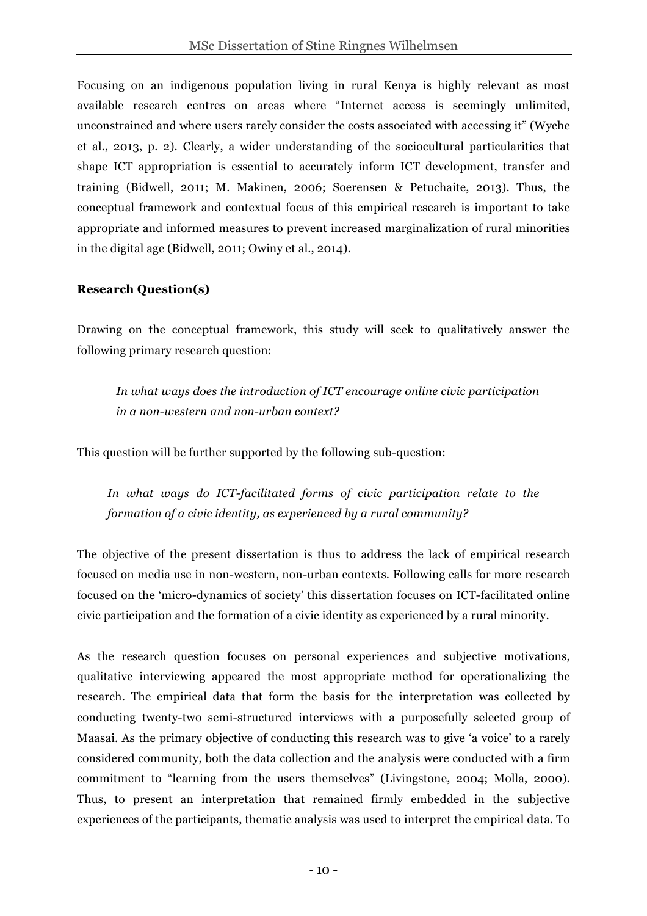Focusing on an indigenous population living in rural Kenya is highly relevant as most available research centres on areas where "Internet access is seemingly unlimited, unconstrained and where users rarely consider the costs associated with accessing it" (Wyche et al., 2013, p. 2). Clearly, a wider understanding of the sociocultural particularities that shape ICT appropriation is essential to accurately inform ICT development, transfer and training (Bidwell, 2011; M. Makinen, 2006; Soerensen & Petuchaite, 2013). Thus, the conceptual framework and contextual focus of this empirical research is important to take appropriate and informed measures to prevent increased marginalization of rural minorities in the digital age (Bidwell, 2011; Owiny et al., 2014).

**Research Question(s)**

Drawing on the conceptual framework, this study will seek to qualitatively answer the following primary research question:

> *In what ways does the introduction of ICT encourage online civic participation in a non-western and non-urban context?*

This question will be further supported by the following sub-question:

> *In what ways do ICT-facilitated forms of civic participation relate to the formation of a civic identity, as experienced by a rural community?*

The objective of the present dissertation is thus to address the lack of empirical research focused on media use in non-western, non-urban contexts. Following calls for more research focused on the 'micro-dynamics of society' this dissertation focuses on ICT-facilitated online civic participation and the formation of a civic identity as experienced by a rural minority.

As the research question focuses on personal experiences and subjective motivations, qualitative interviewing appeared the most appropriate method for operationalizing the research. The empirical data that form the basis for the interpretation was collected by conducting twenty-two semi-structured interviews with a purposefully selected group of Maasai. As the primary objective of conducting this research was to give 'a voice' to a rarely considered community, both the data collection and the analysis were conducted with a firm commitment to "learning from the users themselves" (Livingstone, 2004; Molla, 2000). Thus, to present an interpretation that remained firmly embedded in the subjective experiences of the participants, thematic analysis was used to interpret the empirical data. To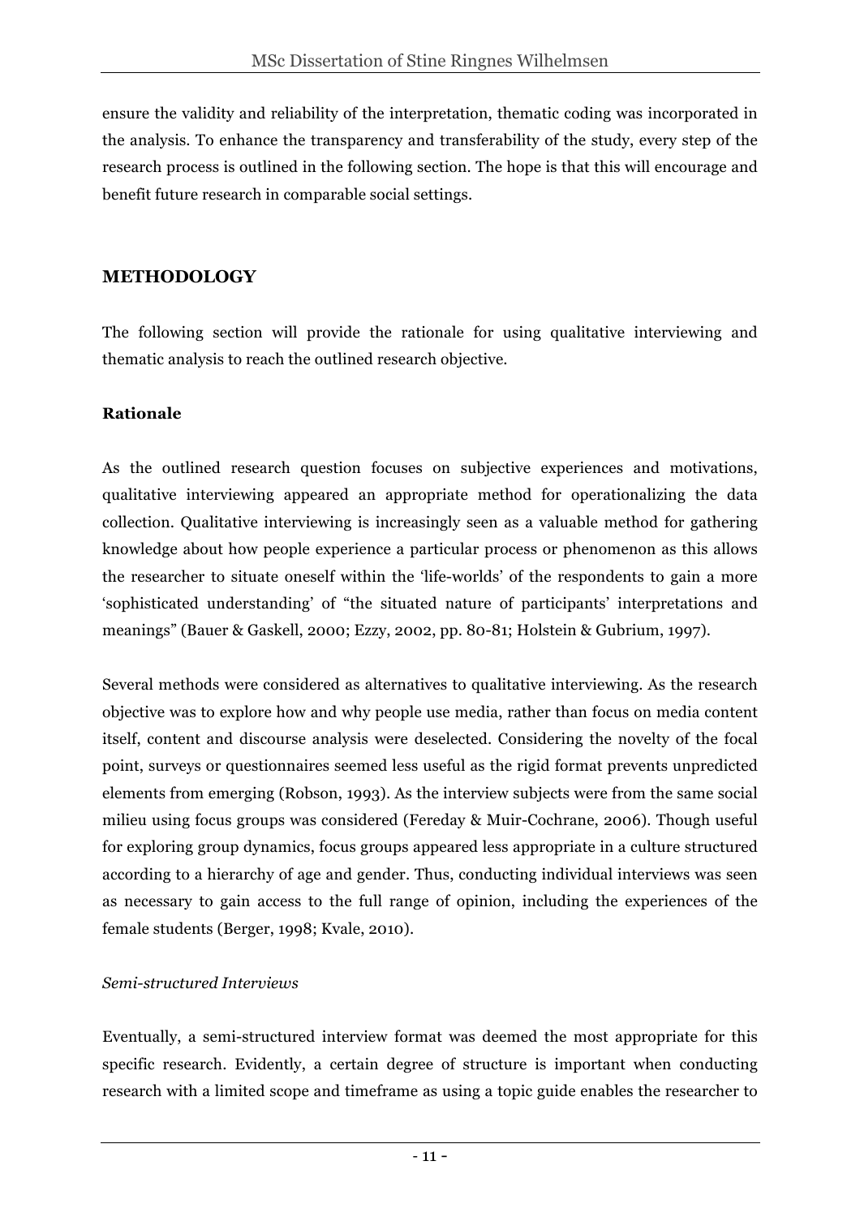ensure the validity and reliability of the interpretation, thematic coding was incorporated in the analysis. To enhance the transparency and transferability of the study, every step of the research process is outlined in the following section. The hope is that this will encourage and benefit future research in comparable social settings.

## METHODOLOGY

The following section will provide the rationale for using qualitative interviewing and thematic analysis to reach the outlined research objective.

### Rationale

As the outlined research question focuses on subjective experiences and motivations, qualitative interviewing appeared an appropriate method for operationalizing the data collection. Qualitative interviewing is increasingly seen as a valuable method for gathering knowledge about how people experience a particular process or phenomenon as this allows the researcher to situate oneself within the 'life-worlds' of the respondents to gain a more 'sophisticated understanding' of "the situated nature of participants' interpretations and meanings" (Bauer & Gaskell, 2000; Ezzy, 2002, pp. 80-81; Holstein & Gubrium, 1997).

Several methods were considered as alternatives to qualitative interviewing. As the research objective was to explore how and why people use media, rather than focus on media content itself, content and discourse analysis were deselected. Considering the novelty of the focal point, surveys or questionnaires seemed less useful as the rigid format prevents unpredicted elements from emerging (Robson, 1993). As the interview subjects were from the same social milieu using focus groups was considered (Fereday & Muir-Cochrane, 2006). Though useful for exploring group dynamics, focus groups appeared less appropriate in a culture structured according to a hierarchy of age and gender. Thus, conducting individual interviews was seen as necessary to gain access to the full range of opinion, including the experiences of the female students (Berger, 1998; Kvale, 2010).

*Semi-structured Interviews*

Eventually, a semi-structured interview format was deemed the most appropriate for this specific research. Evidently, a certain degree of structure is important when conducting research with a limited scope and timeframe as using a topic guide enables the researcher to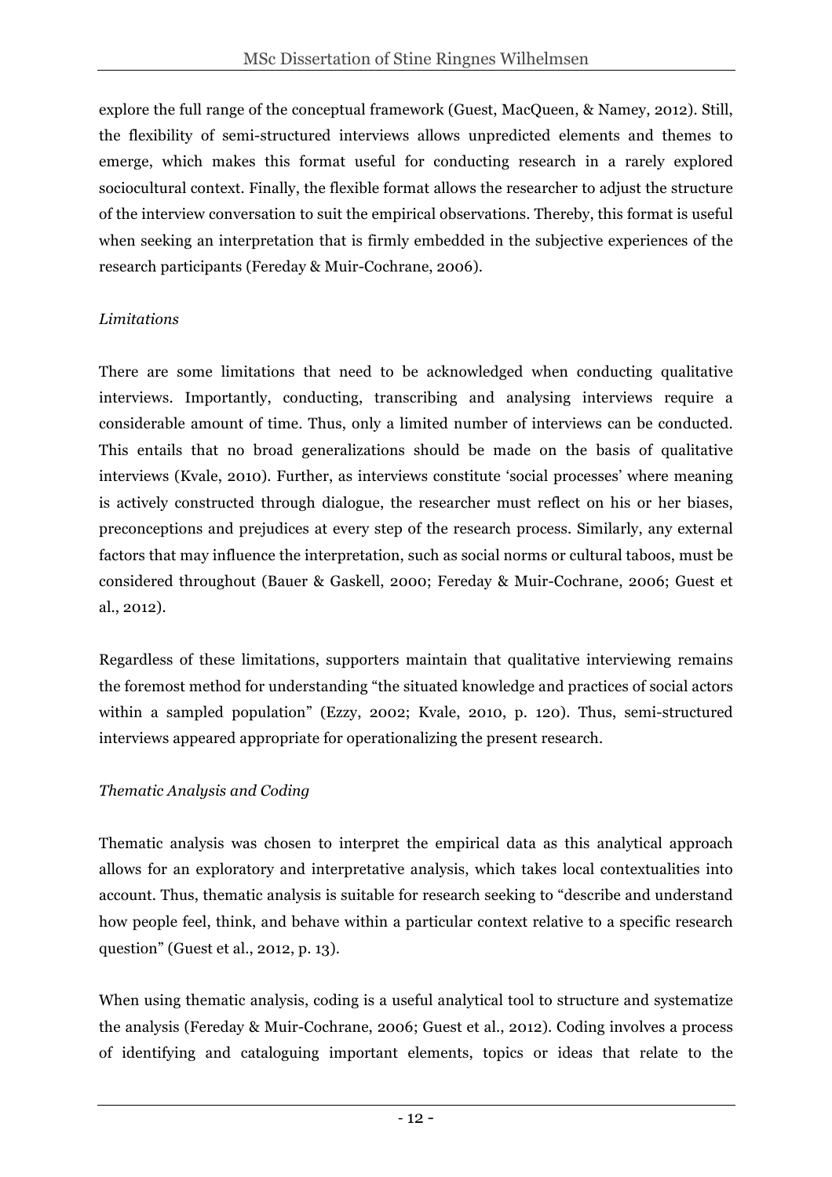explore the full range of the conceptual framework (Guest, MacQueen, & Namey, 2012). Still, the flexibility of semi-structured interviews allows unpredicted elements and themes to emerge, which makes this format useful for conducting research in a rarely explored sociocultural context. Finally, the flexible format allows the researcher to adjust the structure of the interview conversation to suit the empirical observations. Thereby, this format is useful when seeking an interpretation that is firmly embedded in the subjective experiences of the research participants (Fereday & Muir-Cochrane, 2006).

*Limitations*

There are some limitations that need to be acknowledged when conducting qualitative interviews. Importantly, conducting, transcribing and analysing interviews require a considerable amount of time. Thus, only a limited number of interviews can be conducted. This entails that no broad generalizations should be made on the basis of qualitative interviews (Kvale, 2010). Further, as interviews constitute 'social processes' where meaning is actively constructed through dialogue, the researcher must reflect on his or her biases, preconceptions and prejudices at every step of the research process. Similarly, any external factors that may influence the interpretation, such as social norms or cultural taboos, must be considered throughout (Bauer & Gaskell, 2000; Fereday & Muir-Cochrane, 2006; Guest et al., 2012).

Regardless of these limitations, supporters maintain that qualitative interviewing remains the foremost method for understanding "the situated knowledge and practices of social actors within a sampled population" (Ezzy, 2002; Kvale, 2010, p. 120). Thus, semi-structured interviews appeared appropriate for operationalizing the present research.

*Thematic Analysis and Coding*

Thematic analysis was chosen to interpret the empirical data as this analytical approach allows for an exploratory and interpretative analysis, which takes local contextualities into account. Thus, thematic analysis is suitable for research seeking to "describe and understand how people feel, think, and behave within a particular context relative to a specific research question" (Guest et al., 2012, p. 13).

When using thematic analysis, coding is a useful analytical tool to structure and systematize the analysis (Fereday & Muir-Cochrane, 2006; Guest et al., 2012). Coding involves a process of identifying and cataloguing important elements, topics or ideas that relate to the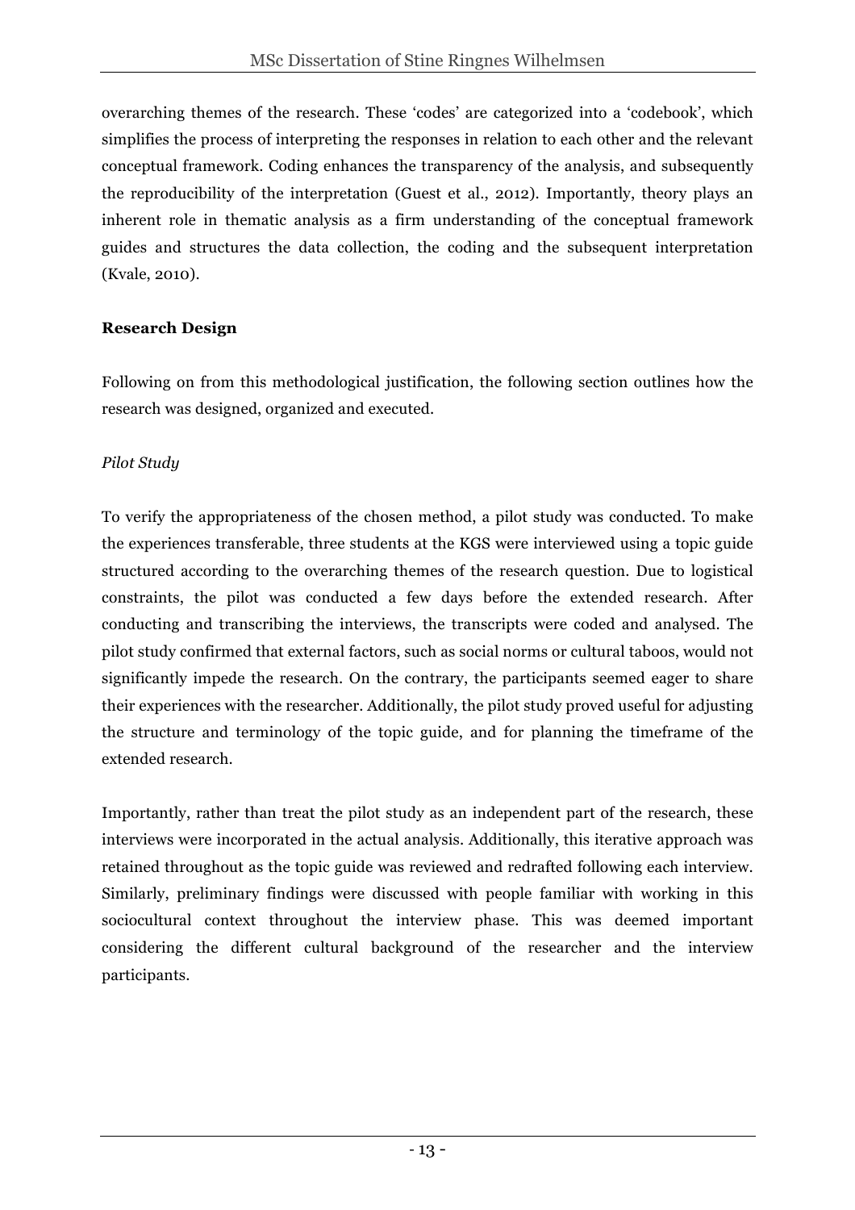overarching themes of the research. These 'codes' are categorized into a 'codebook', which simplifies the process of interpreting the responses in relation to each other and the relevant conceptual framework. Coding enhances the transparency of the analysis, and subsequently the reproducibility of the interpretation (Guest et al., 2012). Importantly, theory plays an inherent role in thematic analysis as a firm understanding of the conceptual framework guides and structures the data collection, the coding and the subsequent interpretation (Kvale, 2010).

**Research Design**

Following on from this methodological justification, the following section outlines how the research was designed, organized and executed.

*Pilot Study*

To verify the appropriateness of the chosen method, a pilot study was conducted. To make the experiences transferable, three students at the KGS were interviewed using a topic guide structured according to the overarching themes of the research question. Due to logistical constraints, the pilot was conducted a few days before the extended research. After conducting and transcribing the interviews, the transcripts were coded and analysed. The pilot study confirmed that external factors, such as social norms or cultural taboos, would not significantly impede the research. On the contrary, the participants seemed eager to share their experiences with the researcher. Additionally, the pilot study proved useful for adjusting the structure and terminology of the topic guide, and for planning the timeframe of the extended research.

Importantly, rather than treat the pilot study as an independent part of the research, these interviews were incorporated in the actual analysis. Additionally, this iterative approach was retained throughout as the topic guide was reviewed and redrafted following each interview. Similarly, preliminary findings were discussed with people familiar with working in this sociocultural context throughout the interview phase. This was deemed important considering the different cultural background of the researcher and the interview participants.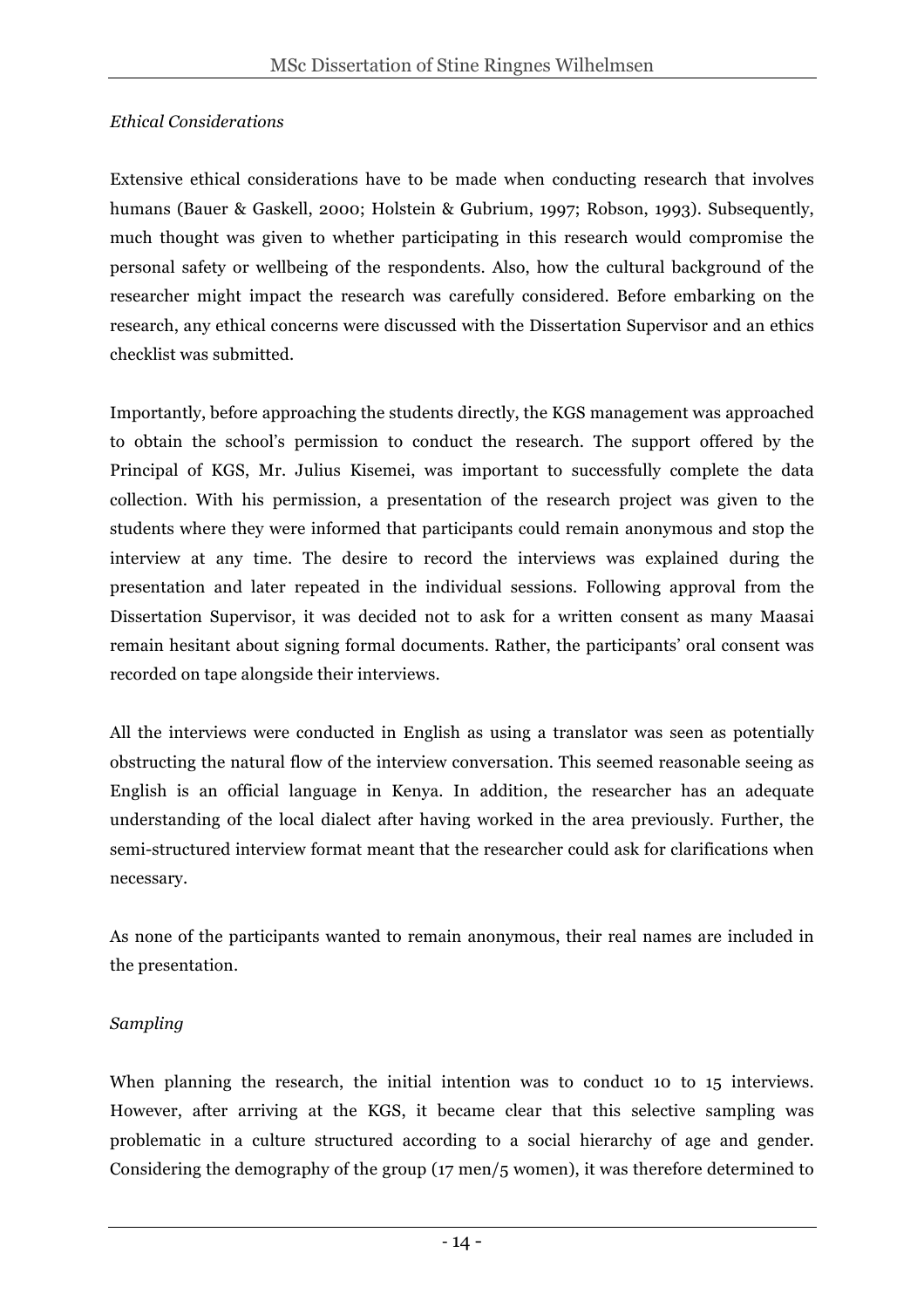*Ethical Considerations*

Extensive ethical considerations have to be made when conducting research that involves humans (Bauer & Gaskell, 2000; Holstein & Gubrium, 1997; Robson, 1993). Subsequently, much thought was given to whether participating in this research would compromise the personal safety or wellbeing of the respondents. Also, how the cultural background of the researcher might impact the research was carefully considered. Before embarking on the research, any ethical concerns were discussed with the Dissertation Supervisor and an ethics checklist was submitted.

Importantly, before approaching the students directly, the KGS management was approached to obtain the school's permission to conduct the research. The support offered by the Principal of KGS, Mr. Julius Kisemei, was important to successfully complete the data collection. With his permission, a presentation of the research project was given to the students where they were informed that participants could remain anonymous and stop the interview at any time. The desire to record the interviews was explained during the presentation and later repeated in the individual sessions. Following approval from the Dissertation Supervisor, it was decided not to ask for a written consent as many Maasai remain hesitant about signing formal documents. Rather, the participants' oral consent was recorded on tape alongside their interviews.

All the interviews were conducted in English as using a translator was seen as potentially obstructing the natural flow of the interview conversation. This seemed reasonable seeing as English is an official language in Kenya. In addition, the researcher has an adequate understanding of the local dialect after having worked in the area previously. Further, the semi-structured interview format meant that the researcher could ask for clarifications when necessary.

As none of the participants wanted to remain anonymous, their real names are included in the presentation.

*Sampling*

When planning the research, the initial intention was to conduct 10 to 15 interviews. However, after arriving at the KGS, it became clear that this selective sampling was problematic in a culture structured according to a social hierarchy of age and gender. Considering the demography of the group (17 men/5 women), it was therefore determined to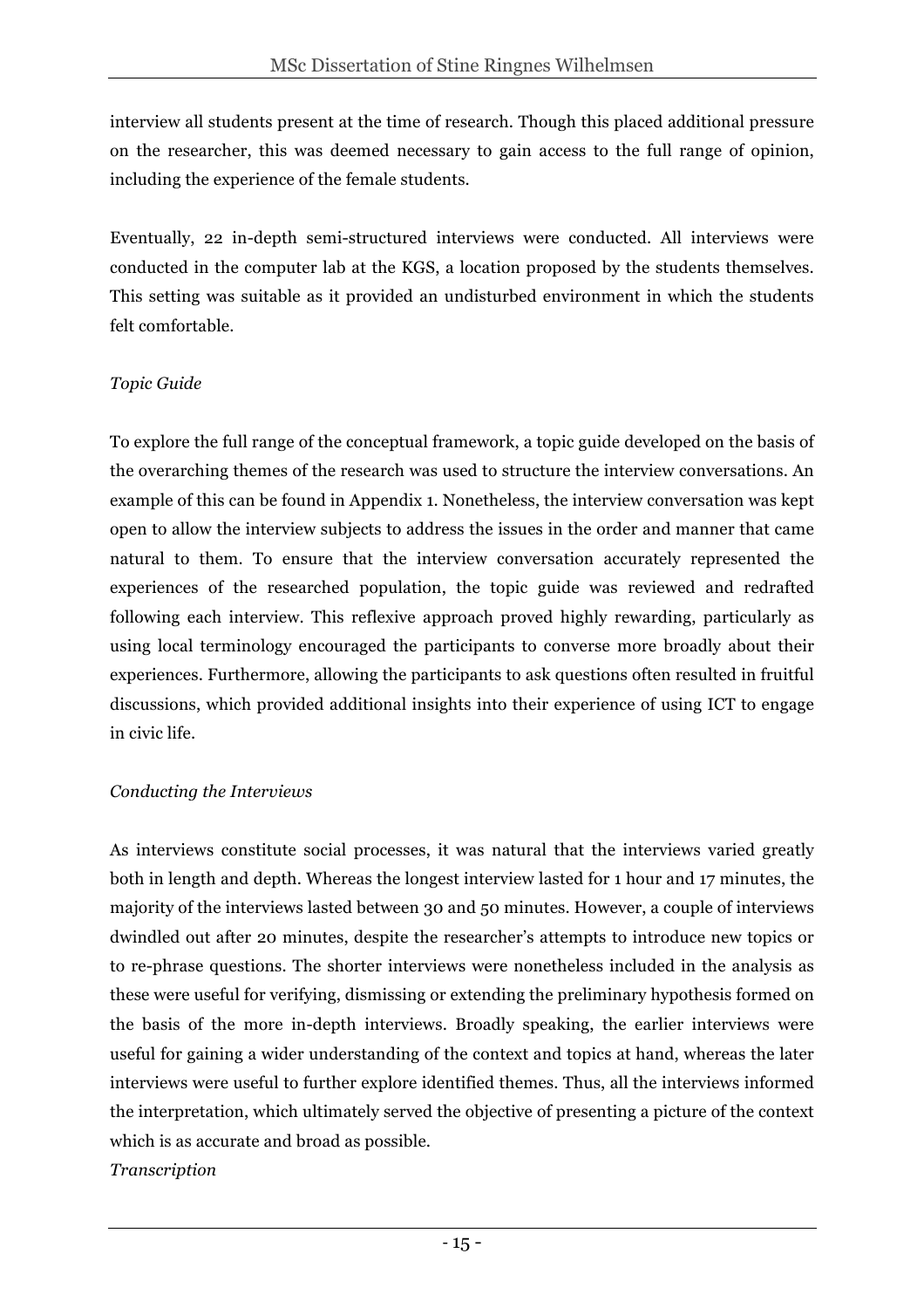interview all students present at the time of research. Though this placed additional pressure on the researcher, this was deemed necessary to gain access to the full range of opinion, including the experience of the female students.

Eventually, 22 in-depth semi-structured interviews were conducted. All interviews were conducted in the computer lab at the KGS, a location proposed by the students themselves. This setting was suitable as it provided an undisturbed environment in which the students felt comfortable.

*Topic Guide*

To explore the full range of the conceptual framework, a topic guide developed on the basis of the overarching themes of the research was used to structure the interview conversations. An example of this can be found in Appendix 1. Nonetheless, the interview conversation was kept open to allow the interview subjects to address the issues in the order and manner that came natural to them. To ensure that the interview conversation accurately represented the experiences of the researched population, the topic guide was reviewed and redrafted following each interview. This reflexive approach proved highly rewarding, particularly as using local terminology encouraged the participants to converse more broadly about their experiences. Furthermore, allowing the participants to ask questions often resulted in fruitful discussions, which provided additional insights into their experience of using ICT to engage in civic life.

*Conducting the Interviews*

As interviews constitute social processes, it was natural that the interviews varied greatly both in length and depth. Whereas the longest interview lasted for 1 hour and 17 minutes, the majority of the interviews lasted between 30 and 50 minutes. However, a couple of interviews dwindled out after 20 minutes, despite the researcher's attempts to introduce new topics or to re-phrase questions. The shorter interviews were nonetheless included in the analysis as these were useful for verifying, dismissing or extending the preliminary hypothesis formed on the basis of the more in-depth interviews. Broadly speaking, the earlier interviews were useful for gaining a wider understanding of the context and topics at hand, whereas the later interviews were useful to further explore identified themes. Thus, all the interviews informed the interpretation, which ultimately served the objective of presenting a picture of the context which is as accurate and broad as possible.

*Transcription*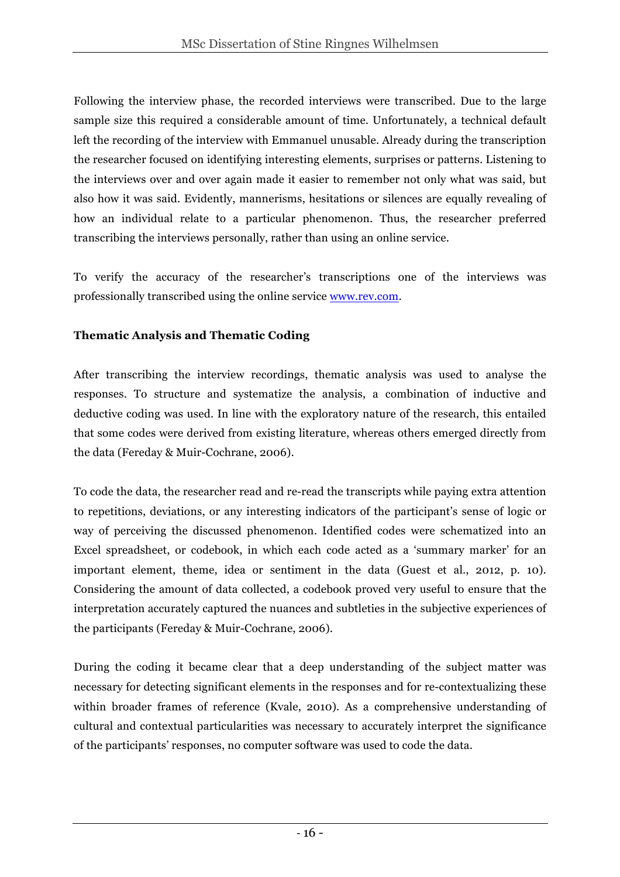Following the interview phase, the recorded interviews were transcribed. Due to the large sample size this required a considerable amount of time. Unfortunately, a technical default left the recording of the interview with Emmanuel unusable. Already during the transcription the researcher focused on identifying interesting elements, surprises or patterns. Listening to the interviews over and over again made it easier to remember not only what was said, but also how it was said. Evidently, mannerisms, hesitations or silences are equally revealing of how an individual relate to a particular phenomenon. Thus, the researcher preferred transcribing the interviews personally, rather than using an online service.

To verify the accuracy of the researcher's transcriptions one of the interviews was professionally transcribed using the online service [www.rev.com](http://www.rev.com).

**Thematic Analysis and Thematic Coding**

After transcribing the interview recordings, thematic analysis was used to analyse the responses. To structure and systematize the analysis, a combination of inductive and deductive coding was used. In line with the exploratory nature of the research, this entailed that some codes were derived from existing literature, whereas others emerged directly from the data (Fereday & Muir-Cochrane, 2006).

To code the data, the researcher read and re-read the transcripts while paying extra attention to repetitions, deviations, or any interesting indicators of the participant's sense of logic or way of perceiving the discussed phenomenon. Identified codes were schematized into an Excel spreadsheet, or codebook, in which each code acted as a 'summary marker' for an important element, theme, idea or sentiment in the data (Guest et al., 2012, p. 10). Considering the amount of data collected, a codebook proved very useful to ensure that the interpretation accurately captured the nuances and subtleties in the subjective experiences of the participants (Fereday & Muir-Cochrane, 2006).

During the coding it became clear that a deep understanding of the subject matter was necessary for detecting significant elements in the responses and for re-contextualizing these within broader frames of reference (Kvale, 2010). As a comprehensive understanding of cultural and contextual particularities was necessary to accurately interpret the significance of the participants' responses, no computer software was used to code the data.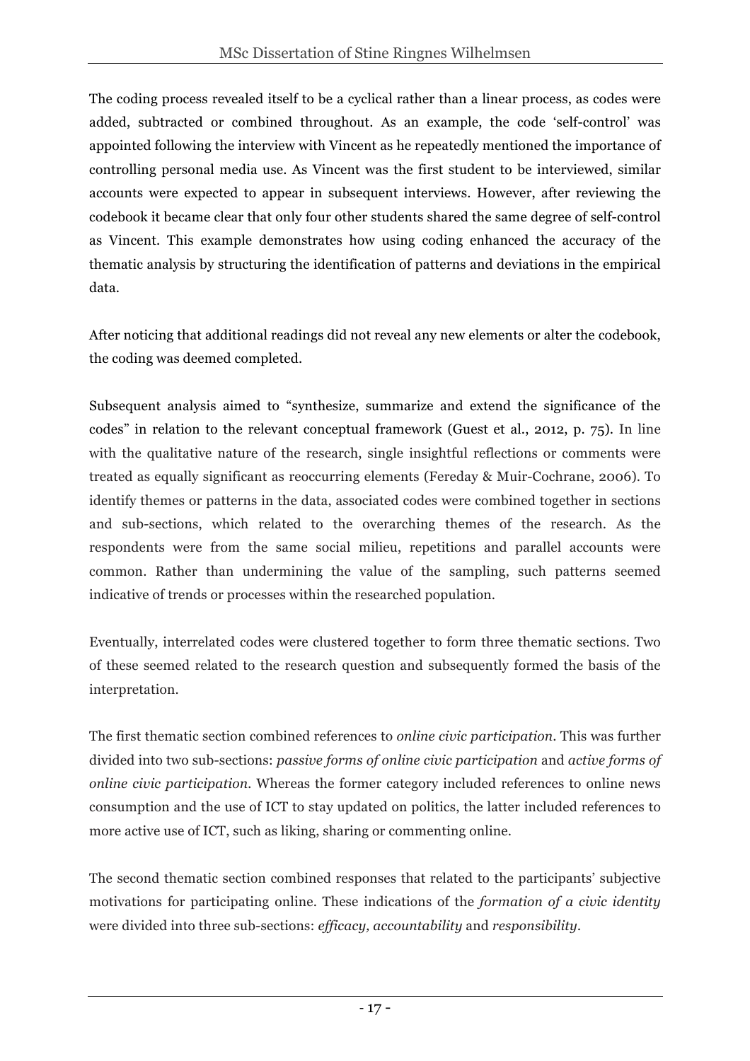The coding process revealed itself to be a cyclical rather than a linear process, as codes were added, subtracted or combined throughout. As an example, the code 'self-control' was appointed following the interview with Vincent as he repeatedly mentioned the importance of controlling personal media use. As Vincent was the first student to be interviewed, similar accounts were expected to appear in subsequent interviews. However, after reviewing the codebook it became clear that only four other students shared the same degree of self-control as Vincent. This example demonstrates how using coding enhanced the accuracy of the thematic analysis by structuring the identification of patterns and deviations in the empirical data.

After noticing that additional readings did not reveal any new elements or alter the codebook, the coding was deemed completed.

Subsequent analysis aimed to "synthesize, summarize and extend the significance of the codes" in relation to the relevant conceptual framework (Guest et al., 2012, p. 75). In line with the qualitative nature of the research, single insightful reflections or comments were treated as equally significant as reoccurring elements (Fereday & Muir-Cochrane, 2006). To identify themes or patterns in the data, associated codes were combined together in sections and sub-sections, which related to the overarching themes of the research. As the respondents were from the same social milieu, repetitions and parallel accounts were common. Rather than undermining the value of the sampling, such patterns seemed indicative of trends or processes within the researched population.

Eventually, interrelated codes were clustered together to form three thematic sections. Two of these seemed related to the research question and subsequently formed the basis of the interpretation.

The first thematic section combined references to *online civic participation*. This was further divided into two sub-sections: *passive forms of online civic participation* and *active forms of online civic participation*. Whereas the former category included references to online news consumption and the use of ICT to stay updated on politics, the latter included references to more active use of ICT, such as liking, sharing or commenting online.

The second thematic section combined responses that related to the participants' subjective motivations for participating online. These indications of the *formation of a civic identity* were divided into three sub-sections: *efficacy, accountability* and *responsibility*.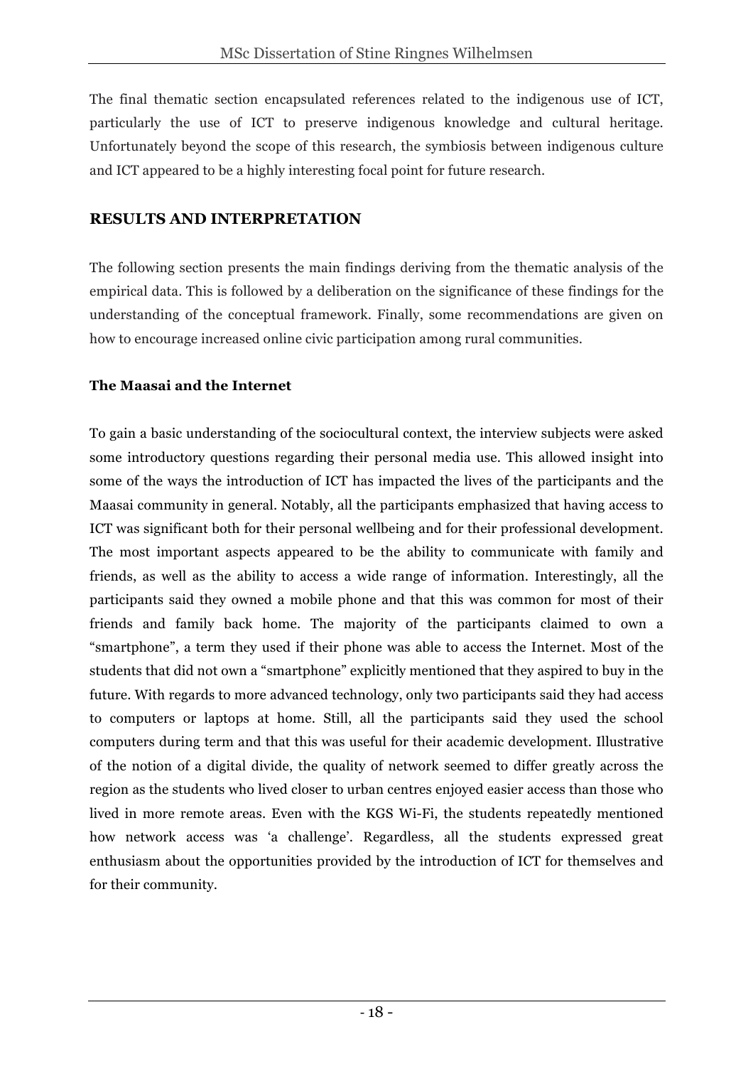The final thematic section encapsulated references related to the indigenous use of ICT, particularly the use of ICT to preserve indigenous knowledge and cultural heritage. Unfortunately beyond the scope of this research, the symbiosis between indigenous culture and ICT appeared to be a highly interesting focal point for future research.

## RESULTS AND INTERPRETATION

The following section presents the main findings deriving from the thematic analysis of the empirical data. This is followed by a deliberation on the significance of these findings for the understanding of the conceptual framework. Finally, some recommendations are given on how to encourage increased online civic participation among rural communities.

### The Maasai and the Internet

To gain a basic understanding of the sociocultural context, the interview subjects were asked some introductory questions regarding their personal media use. This allowed insight into some of the ways the introduction of ICT has impacted the lives of the participants and the Maasai community in general. Notably, all the participants emphasized that having access to ICT was significant both for their personal wellbeing and for their professional development. The most important aspects appeared to be the ability to communicate with family and friends, as well as the ability to access a wide range of information. Interestingly, all the participants said they owned a mobile phone and that this was common for most of their friends and family back home. The majority of the participants claimed to own a "smartphone", a term they used if their phone was able to access the Internet. Most of the students that did not own a "smartphone" explicitly mentioned that they aspired to buy in the future. With regards to more advanced technology, only two participants said they had access to computers or laptops at home. Still, all the participants said they used the school computers during term and that this was useful for their academic development. Illustrative of the notion of a digital divide, the quality of network seemed to differ greatly across the region as the students who lived closer to urban centres enjoyed easier access than those who lived in more remote areas. Even with the KGS Wi-Fi, the students repeatedly mentioned how network access was 'a challenge'. Regardless, all the students expressed great enthusiasm about the opportunities provided by the introduction of ICT for themselves and for their community.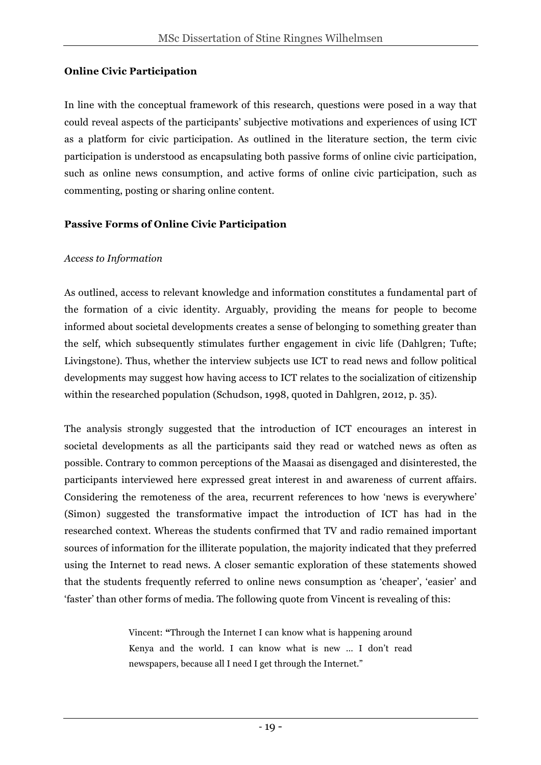**Online Civic Participation**

In line with the conceptual framework of this research, questions were posed in a way that could reveal aspects of the participants' subjective motivations and experiences of using ICT as a platform for civic participation. As outlined in the literature section, the term civic participation is understood as encapsulating both passive forms of online civic participation, such as online news consumption, and active forms of online civic participation, such as commenting, posting or sharing online content.

**Passive Forms of Online Civic Participation**

*Access to Information*

As outlined, access to relevant knowledge and information constitutes a fundamental part of the formation of a civic identity. Arguably, providing the means for people to become informed about societal developments creates a sense of belonging to something greater than the self, which subsequently stimulates further engagement in civic life (Dahlgren; Tufte; Livingstone). Thus, whether the interview subjects use ICT to read news and follow political developments may suggest how having access to ICT relates to the socialization of citizenship within the researched population (Schudson, 1998, quoted in Dahlgren, 2012, p. 35).

The analysis strongly suggested that the introduction of ICT encourages an interest in societal developments as all the participants said they read or watched news as often as possible. Contrary to common perceptions of the Maasai as disengaged and disinterested, the participants interviewed here expressed great interest in and awareness of current affairs. Considering the remoteness of the area, recurrent references to how 'news is everywhere' (Simon) suggested the transformative impact the introduction of ICT has had in the researched context. Whereas the students confirmed that TV and radio remained important sources of information for the illiterate population, the majority indicated that they preferred using the Internet to read news. A closer semantic exploration of these statements showed that the students frequently referred to online news consumption as 'cheaper', 'easier' and 'faster' than other forms of media. The following quote from Vincent is revealing of this:

> Vincent: "Through the Internet I can know what is happening around Kenya and the world. I can know what is new ... I don't read newspapers, because all I need I get through the Internet."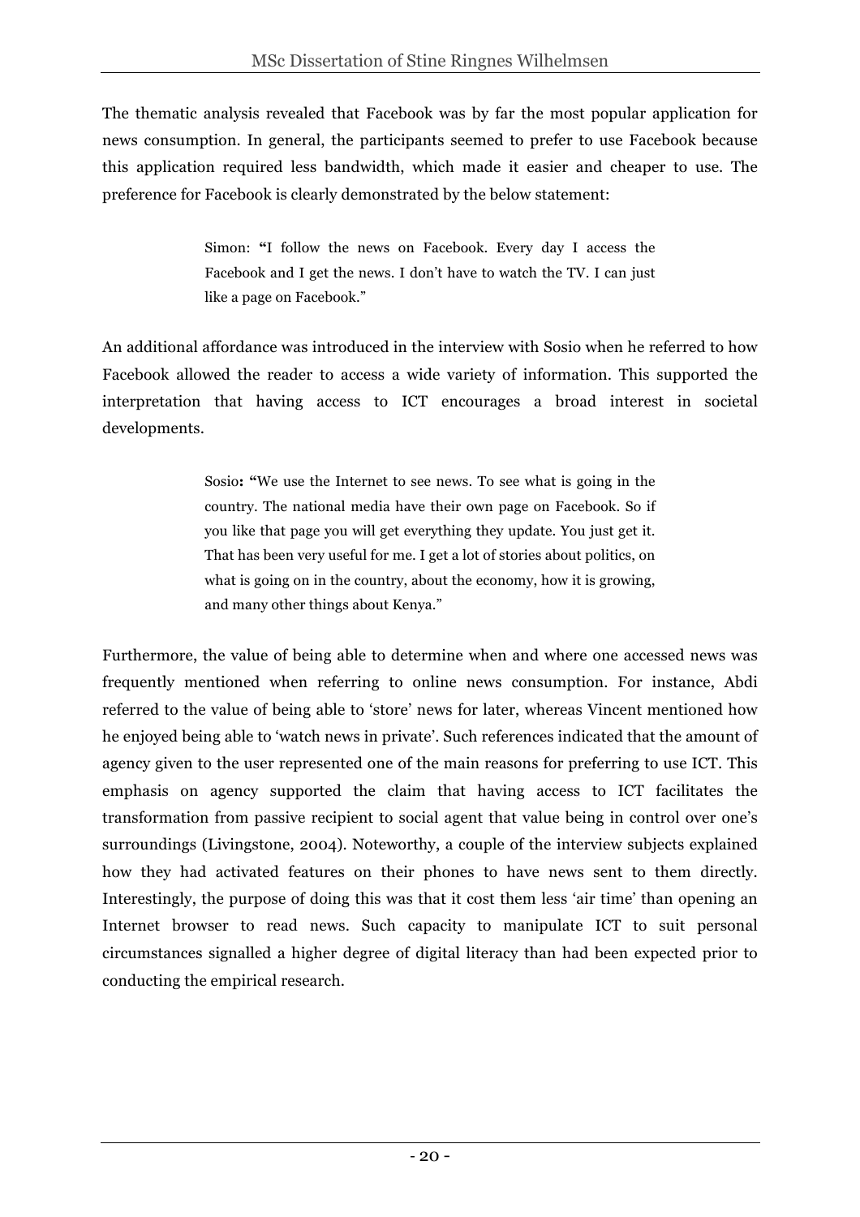The thematic analysis revealed that Facebook was by far the most popular application for news consumption. In general, the participants seemed to prefer to use Facebook because this application required less bandwidth, which made it easier and cheaper to use. The preference for Facebook is clearly demonstrated by the below statement:

> Simon: **"**I follow the news on Facebook. Every day I access the Facebook and I get the news. I don't have to watch the TV. I can just like a page on Facebook."

An additional affordance was introduced in the interview with Sosio when he referred to how Facebook allowed the reader to access a wide variety of information. This supported the interpretation that having access to ICT encourages a broad interest in societal developments.

> Sosio**: "**We use the Internet to see news. To see what is going in the country. The national media have their own page on Facebook. So if you like that page you will get everything they update. You just get it. That has been very useful for me. I get a lot of stories about politics, on what is going on in the country, about the economy, how it is growing, and many other things about Kenya."

Furthermore, the value of being able to determine when and where one accessed news was frequently mentioned when referring to online news consumption. For instance, Abdi referred to the value of being able to 'store' news for later, whereas Vincent mentioned how he enjoyed being able to 'watch news in private'. Such references indicated that the amount of agency given to the user represented one of the main reasons for preferring to use ICT. This emphasis on agency supported the claim that having access to ICT facilitates the transformation from passive recipient to social agent that value being in control over one's surroundings (Livingstone, 2004). Noteworthy, a couple of the interview subjects explained how they had activated features on their phones to have news sent to them directly. Interestingly, the purpose of doing this was that it cost them less 'air time' than opening an Internet browser to read news. Such capacity to manipulate ICT to suit personal circumstances signalled a higher degree of digital literacy than had been expected prior to conducting the empirical research.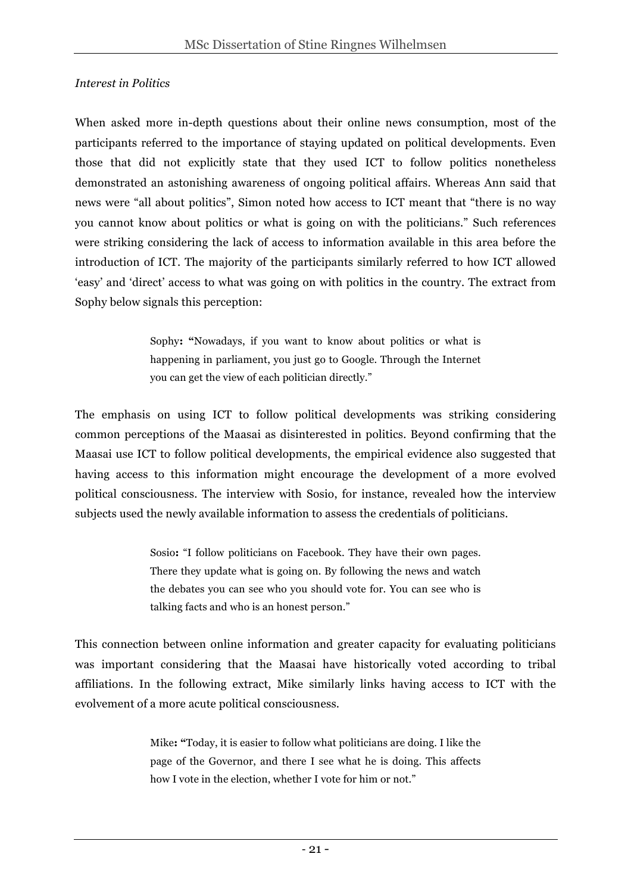*Interest in Politics*

When asked more in-depth questions about their online news consumption, most of the participants referred to the importance of staying updated on political developments. Even those that did not explicitly state that they used ICT to follow politics nonetheless demonstrated an astonishing awareness of ongoing political affairs. Whereas Ann said that news were "all about politics", Simon noted how access to ICT meant that "there is no way you cannot know about politics or what is going on with the politicians." Such references were striking considering the lack of access to information available in this area before the introduction of ICT. The majority of the participants similarly referred to how ICT allowed 'easy' and 'direct' access to what was going on with politics in the country. The extract from Sophy below signals this perception:

> Sophy**: "**Nowadays, if you want to know about politics or what is happening in parliament, you just go to Google. Through the Internet you can get the view of each politician directly."

The emphasis on using ICT to follow political developments was striking considering common perceptions of the Maasai as disinterested in politics. Beyond confirming that the Maasai use ICT to follow political developments, the empirical evidence also suggested that having access to this information might encourage the development of a more evolved political consciousness. The interview with Sosio, for instance, revealed how the interview subjects used the newly available information to assess the credentials of politicians.

> Sosio**:** "I follow politicians on Facebook. They have their own pages. There they update what is going on. By following the news and watch the debates you can see who you should vote for. You can see who is talking facts and who is an honest person."

This connection between online information and greater capacity for evaluating politicians was important considering that the Maasai have historically voted according to tribal affiliations. In the following extract, Mike similarly links having access to ICT with the evolvement of a more acute political consciousness.

> Mike**: "**Today, it is easier to follow what politicians are doing. I like the page of the Governor, and there I see what he is doing. This affects how I vote in the election, whether I vote for him or not."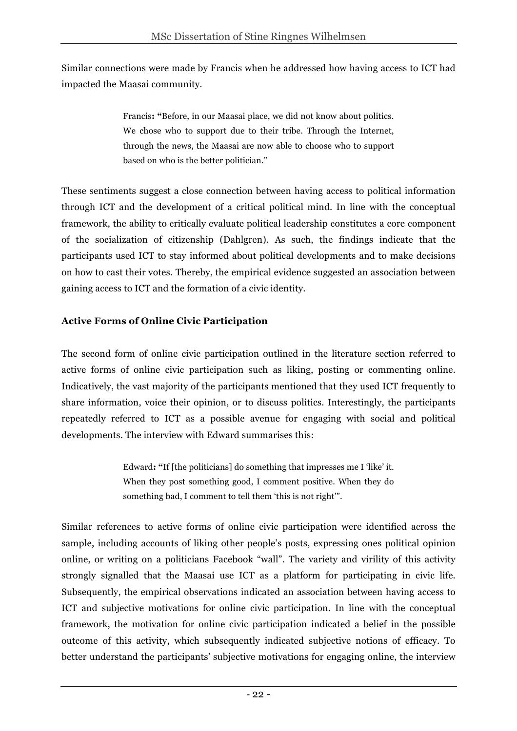Similar connections were made by Francis when he addressed how having access to ICT had impacted the Maasai community.

> Francis**: "**Before, in our Maasai place, we did not know about politics. We chose who to support due to their tribe. Through the Internet, through the news, the Maasai are now able to choose who to support based on who is the better politician."

These sentiments suggest a close connection between having access to political information through ICT and the development of a critical political mind. In line with the conceptual framework, the ability to critically evaluate political leadership constitutes a core component of the socialization of citizenship (Dahlgren). As such, the findings indicate that the participants used ICT to stay informed about political developments and to make decisions on how to cast their votes. Thereby, the empirical evidence suggested an association between gaining access to ICT and the formation of a civic identity.

**Active Forms of Online Civic Participation**

The second form of online civic participation outlined in the literature section referred to active forms of online civic participation such as liking, posting or commenting online. Indicatively, the vast majority of the participants mentioned that they used ICT frequently to share information, voice their opinion, or to discuss politics. Interestingly, the participants repeatedly referred to ICT as a possible avenue for engaging with social and political developments. The interview with Edward summarises this:

> Edward**: "**If [the politicians] do something that impresses me I 'like' it. When they post something good, I comment positive. When they do something bad, I comment to tell them 'this is not right'".

Similar references to active forms of online civic participation were identified across the sample, including accounts of liking other people's posts, expressing ones political opinion online, or writing on a politicians Facebook "wall". The variety and virility of this activity strongly signalled that the Maasai use ICT as a platform for participating in civic life. Subsequently, the empirical observations indicated an association between having access to ICT and subjective motivations for online civic participation. In line with the conceptual framework, the motivation for online civic participation indicated a belief in the possible outcome of this activity, which subsequently indicated subjective notions of efficacy. To better understand the participants' subjective motivations for engaging online, the interview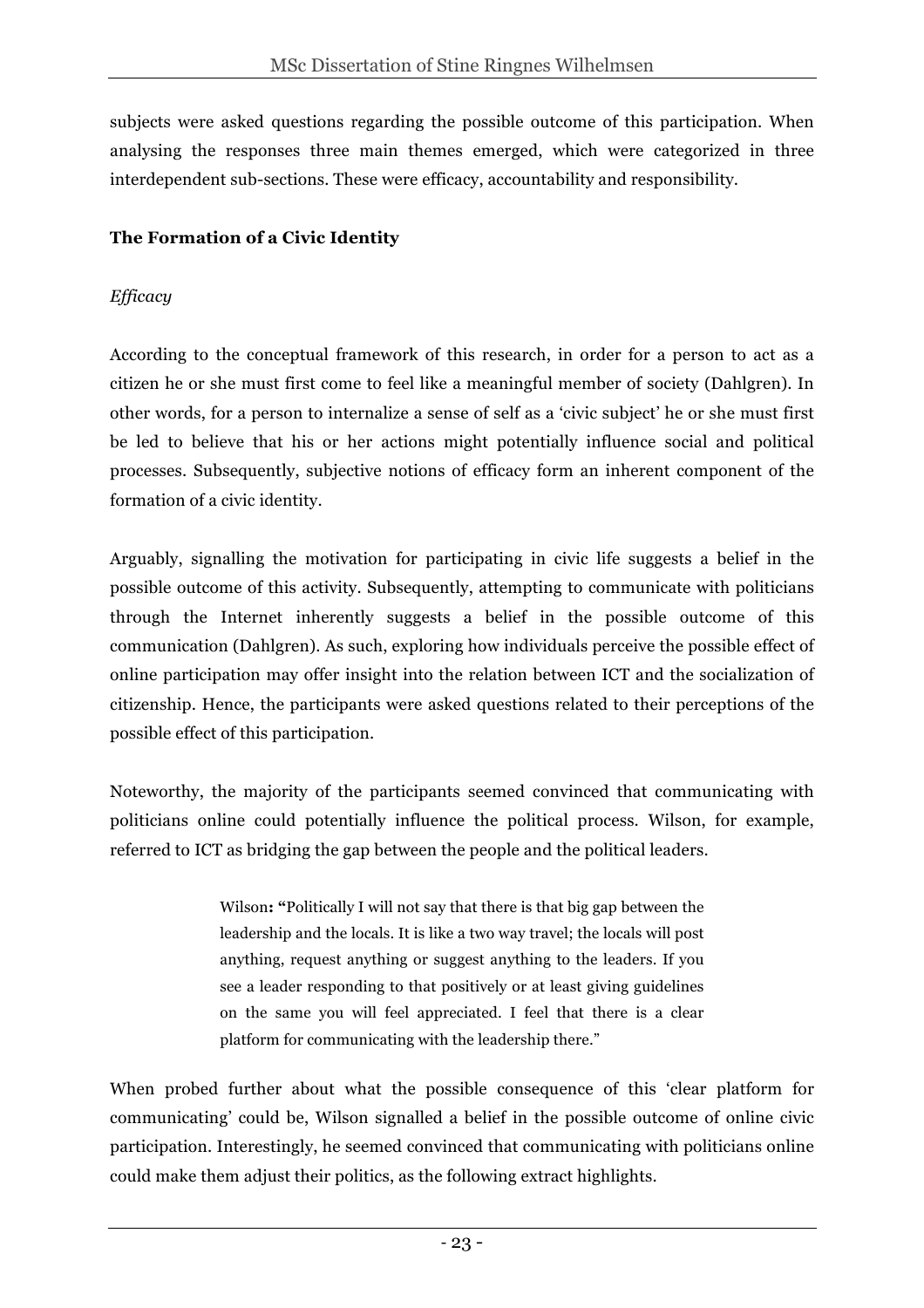subjects were asked questions regarding the possible outcome of this participation. When analysing the responses three main themes emerged, which were categorized in three interdependent sub-sections. These were efficacy, accountability and responsibility.

**The Formation of a Civic Identity**

*Efficacy*

According to the conceptual framework of this research, in order for a person to act as a citizen he or she must first come to feel like a meaningful member of society (Dahlgren). In other words, for a person to internalize a sense of self as a 'civic subject' he or she must first be led to believe that his or her actions might potentially influence social and political processes. Subsequently, subjective notions of efficacy form an inherent component of the formation of a civic identity.

Arguably, signalling the motivation for participating in civic life suggests a belief in the possible outcome of this activity. Subsequently, attempting to communicate with politicians through the Internet inherently suggests a belief in the possible outcome of this communication (Dahlgren). As such, exploring how individuals perceive the possible effect of online participation may offer insight into the relation between ICT and the socialization of citizenship. Hence, the participants were asked questions related to their perceptions of the possible effect of this participation.

Noteworthy, the majority of the participants seemed convinced that communicating with politicians online could potentially influence the political process. Wilson, for example, referred to ICT as bridging the gap between the people and the political leaders.

> Wilson**: "**Politically I will not say that there is that big gap between the leadership and the locals. It is like a two way travel; the locals will post anything, request anything or suggest anything to the leaders. If you see a leader responding to that positively or at least giving guidelines on the same you will feel appreciated. I feel that there is a clear platform for communicating with the leadership there."

When probed further about what the possible consequence of this 'clear platform for communicating' could be, Wilson signalled a belief in the possible outcome of online civic participation. Interestingly, he seemed convinced that communicating with politicians online could make them adjust their politics, as the following extract highlights.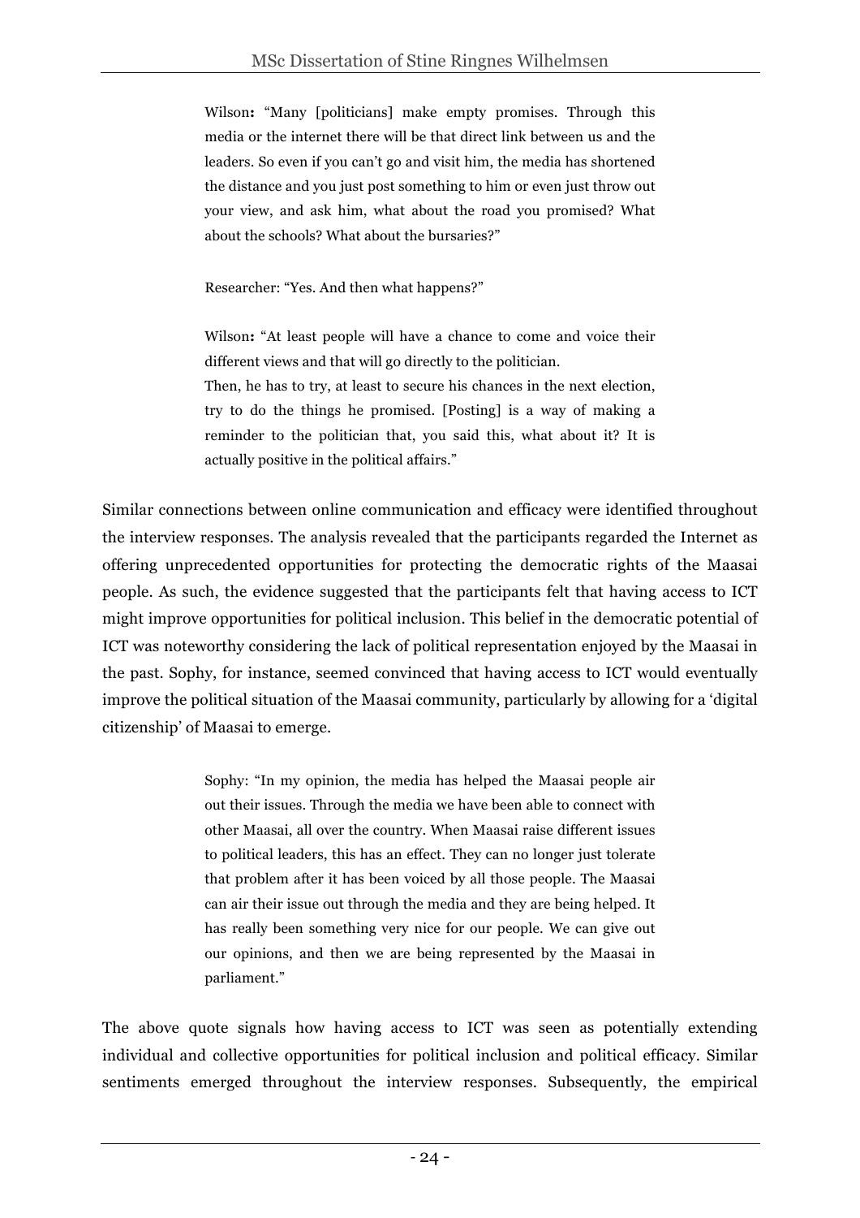> Wilson**:** "Many [politicians] make empty promises. Through this media or the internet there will be that direct link between us and the leaders. So even if you can't go and visit him, the media has shortened the distance and you just post something to him or even just throw out your view, and ask him, what about the road you promised? What about the schools? What about the bursaries?"
>
> Researcher: "Yes. And then what happens?"
>
> Wilson**:** "At least people will have a chance to come and voice their different views and that will go directly to the politician.
> Then, he has to try, at least to secure his chances in the next election, try to do the things he promised. [Posting] is a way of making a reminder to the politician that, you said this, what about it? It is actually positive in the political affairs."

Similar connections between online communication and efficacy were identified throughout the interview responses. The analysis revealed that the participants regarded the Internet as offering unprecedented opportunities for protecting the democratic rights of the Maasai people. As such, the evidence suggested that the participants felt that having access to ICT might improve opportunities for political inclusion. This belief in the democratic potential of ICT was noteworthy considering the lack of political representation enjoyed by the Maasai in the past. Sophy, for instance, seemed convinced that having access to ICT would eventually improve the political situation of the Maasai community, particularly by allowing for a 'digital citizenship' of Maasai to emerge.

> Sophy: "In my opinion, the media has helped the Maasai people air out their issues. Through the media we have been able to connect with other Maasai, all over the country. When Maasai raise different issues to political leaders, this has an effect. They can no longer just tolerate that problem after it has been voiced by all those people. The Maasai can air their issue out through the media and they are being helped. It has really been something very nice for our people. We can give out our opinions, and then we are being represented by the Maasai in parliament."

The above quote signals how having access to ICT was seen as potentially extending individual and collective opportunities for political inclusion and political efficacy. Similar sentiments emerged throughout the interview responses. Subsequently, the empirical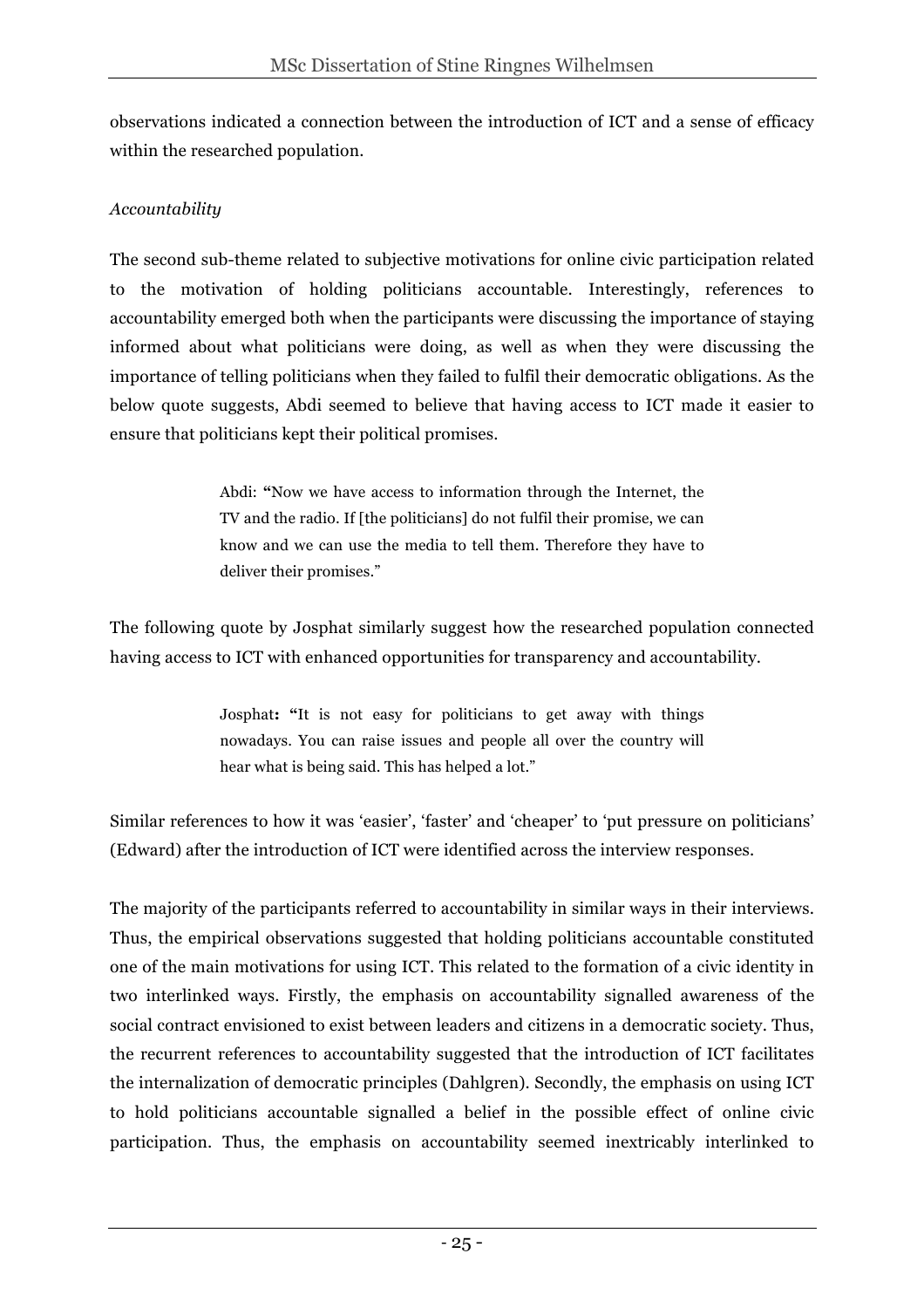observations indicated a connection between the introduction of ICT and a sense of efficacy within the researched population.

*Accountability*

The second sub-theme related to subjective motivations for online civic participation related to the motivation of holding politicians accountable. Interestingly, references to accountability emerged both when the participants were discussing the importance of staying informed about what politicians were doing, as well as when they were discussing the importance of telling politicians when they failed to fulfil their democratic obligations. As the below quote suggests, Abdi seemed to believe that having access to ICT made it easier to ensure that politicians kept their political promises.

> Abdi: **"**Now we have access to information through the Internet, the TV and the radio. If [the politicians] do not fulfil their promise, we can know and we can use the media to tell them. Therefore they have to deliver their promises."

The following quote by Josphat similarly suggest how the researched population connected having access to ICT with enhanced opportunities for transparency and accountability.

> Josphat**: "**It is not easy for politicians to get away with things nowadays. You can raise issues and people all over the country will hear what is being said. This has helped a lot."

Similar references to how it was 'easier', 'faster' and 'cheaper' to 'put pressure on politicians' (Edward) after the introduction of ICT were identified across the interview responses.

The majority of the participants referred to accountability in similar ways in their interviews. Thus, the empirical observations suggested that holding politicians accountable constituted one of the main motivations for using ICT. This related to the formation of a civic identity in two interlinked ways. Firstly, the emphasis on accountability signalled awareness of the social contract envisioned to exist between leaders and citizens in a democratic society. Thus, the recurrent references to accountability suggested that the introduction of ICT facilitates the internalization of democratic principles (Dahlgren). Secondly, the emphasis on using ICT to hold politicians accountable signalled a belief in the possible effect of online civic participation. Thus, the emphasis on accountability seemed inextricably interlinked to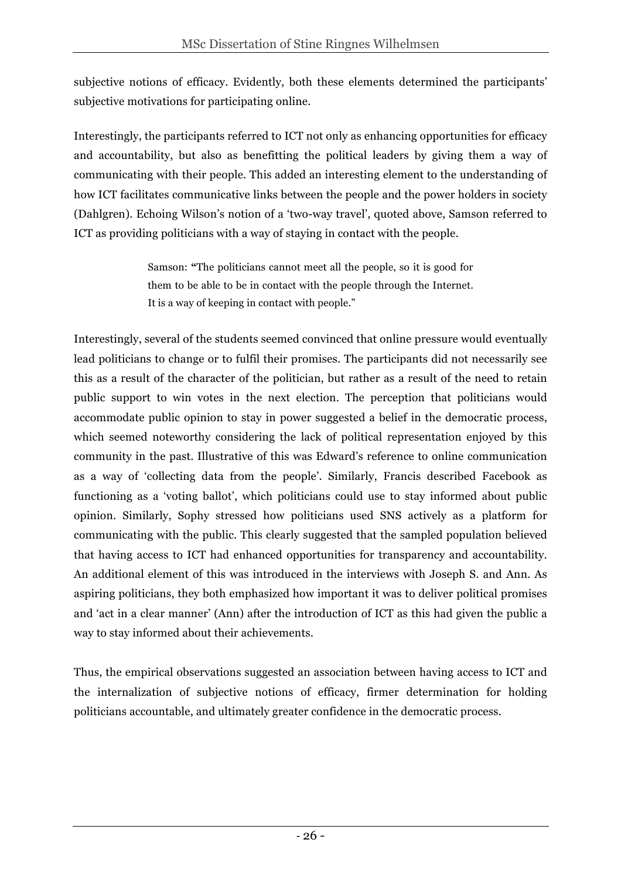subjective notions of efficacy. Evidently, both these elements determined the participants' subjective motivations for participating online.

Interestingly, the participants referred to ICT not only as enhancing opportunities for efficacy and accountability, but also as benefitting the political leaders by giving them a way of communicating with their people. This added an interesting element to the understanding of how ICT facilitates communicative links between the people and the power holders in society (Dahlgren). Echoing Wilson's notion of a 'two-way travel', quoted above, Samson referred to ICT as providing politicians with a way of staying in contact with the people.

> Samson: "The politicians cannot meet all the people, so it is good for them to be able to be in contact with the people through the Internet. It is a way of keeping in contact with people."

Interestingly, several of the students seemed convinced that online pressure would eventually lead politicians to change or to fulfil their promises. The participants did not necessarily see this as a result of the character of the politician, but rather as a result of the need to retain public support to win votes in the next election. The perception that politicians would accommodate public opinion to stay in power suggested a belief in the democratic process, which seemed noteworthy considering the lack of political representation enjoyed by this community in the past. Illustrative of this was Edward's reference to online communication as a way of 'collecting data from the people'. Similarly, Francis described Facebook as functioning as a 'voting ballot', which politicians could use to stay informed about public opinion. Similarly, Sophy stressed how politicians used SNS actively as a platform for communicating with the public. This clearly suggested that the sampled population believed that having access to ICT had enhanced opportunities for transparency and accountability. An additional element of this was introduced in the interviews with Joseph S. and Ann. As aspiring politicians, they both emphasized how important it was to deliver political promises and 'act in a clear manner' (Ann) after the introduction of ICT as this had given the public a way to stay informed about their achievements.

Thus, the empirical observations suggested an association between having access to ICT and the internalization of subjective notions of efficacy, firmer determination for holding politicians accountable, and ultimately greater confidence in the democratic process.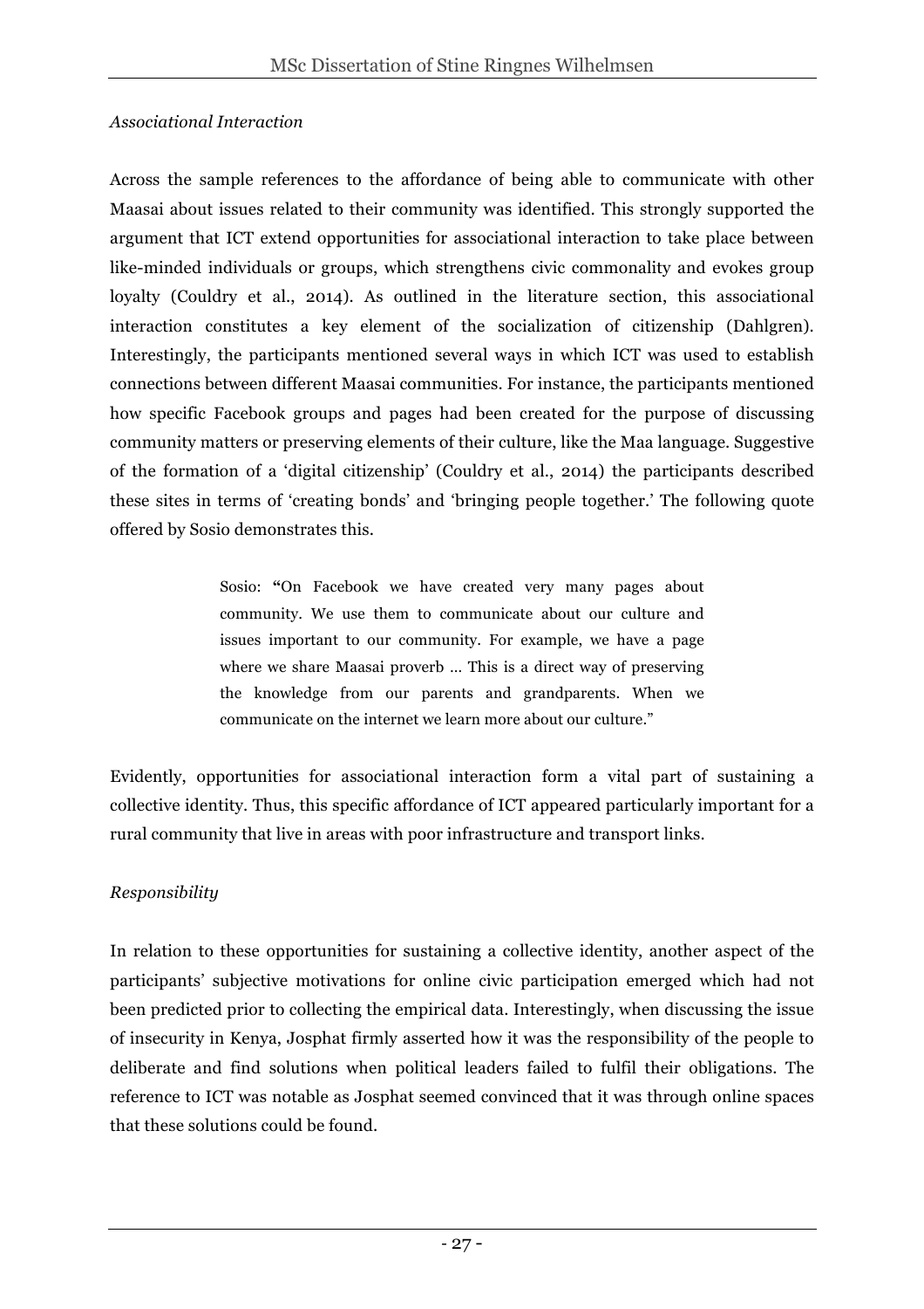*Associational Interaction*

Across the sample references to the affordance of being able to communicate with other Maasai about issues related to their community was identified. This strongly supported the argument that ICT extend opportunities for associational interaction to take place between like-minded individuals or groups, which strengthens civic commonality and evokes group loyalty (Couldry et al., 2014). As outlined in the literature section, this associational interaction constitutes a key element of the socialization of citizenship (Dahlgren). Interestingly, the participants mentioned several ways in which ICT was used to establish connections between different Maasai communities. For instance, the participants mentioned how specific Facebook groups and pages had been created for the purpose of discussing community matters or preserving elements of their culture, like the Maa language. Suggestive of the formation of a 'digital citizenship' (Couldry et al., 2014) the participants described these sites in terms of 'creating bonds' and 'bringing people together.' The following quote offered by Sosio demonstrates this.

> Sosio: "On Facebook we have created very many pages about community. We use them to communicate about our culture and issues important to our community. For example, we have a page where we share Maasai proverb ... This is a direct way of preserving the knowledge from our parents and grandparents. When we communicate on the internet we learn more about our culture."

Evidently, opportunities for associational interaction form a vital part of sustaining a collective identity. Thus, this specific affordance of ICT appeared particularly important for a rural community that live in areas with poor infrastructure and transport links.

*Responsibility*

In relation to these opportunities for sustaining a collective identity, another aspect of the participants' subjective motivations for online civic participation emerged which had not been predicted prior to collecting the empirical data. Interestingly, when discussing the issue of insecurity in Kenya, Josphat firmly asserted how it was the responsibility of the people to deliberate and find solutions when political leaders failed to fulfil their obligations. The reference to ICT was notable as Josphat seemed convinced that it was through online spaces that these solutions could be found.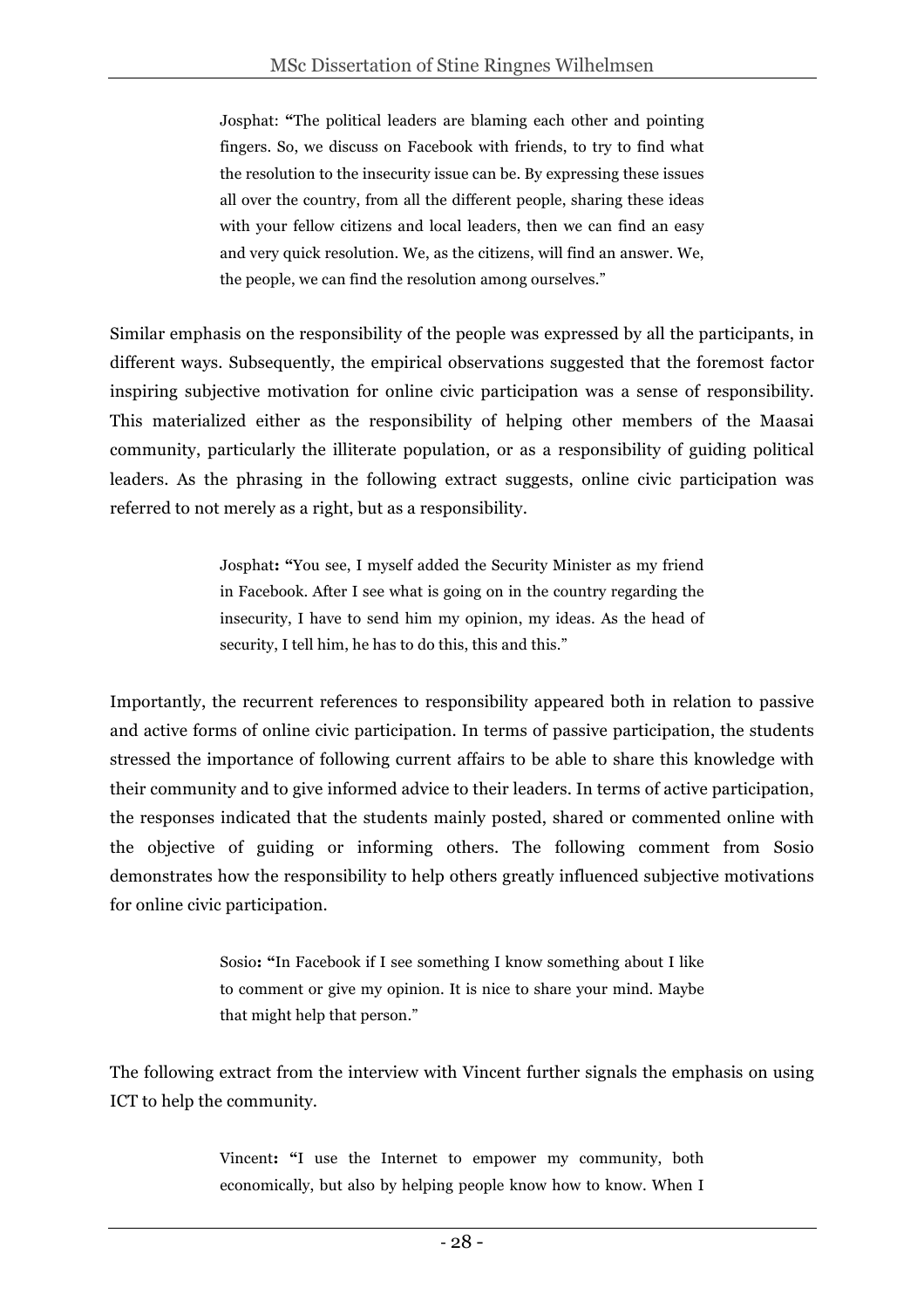> Josphat: **"**The political leaders are blaming each other and pointing fingers. So, we discuss on Facebook with friends, to try to find what the resolution to the insecurity issue can be. By expressing these issues all over the country, from all the different people, sharing these ideas with your fellow citizens and local leaders, then we can find an easy and very quick resolution. We, as the citizens, will find an answer. We, the people, we can find the resolution among ourselves."

Similar emphasis on the responsibility of the people was expressed by all the participants, in different ways. Subsequently, the empirical observations suggested that the foremost factor inspiring subjective motivation for online civic participation was a sense of responsibility. This materialized either as the responsibility of helping other members of the Maasai community, particularly the illiterate population, or as a responsibility of guiding political leaders. As the phrasing in the following extract suggests, online civic participation was referred to not merely as a right, but as a responsibility.

> Josphat**: "**You see, I myself added the Security Minister as my friend in Facebook. After I see what is going on in the country regarding the insecurity, I have to send him my opinion, my ideas. As the head of security, I tell him, he has to do this, this and this."

Importantly, the recurrent references to responsibility appeared both in relation to passive and active forms of online civic participation. In terms of passive participation, the students stressed the importance of following current affairs to be able to share this knowledge with their community and to give informed advice to their leaders. In terms of active participation, the responses indicated that the students mainly posted, shared or commented online with the objective of guiding or informing others. The following comment from Sosio demonstrates how the responsibility to help others greatly influenced subjective motivations for online civic participation.

> Sosio**: "**In Facebook if I see something I know something about I like to comment or give my opinion. It is nice to share your mind. Maybe that might help that person."

The following extract from the interview with Vincent further signals the emphasis on using ICT to help the community.

> Vincent**: "**I use the Internet to empower my community, both economically, but also by helping people know how to know. When I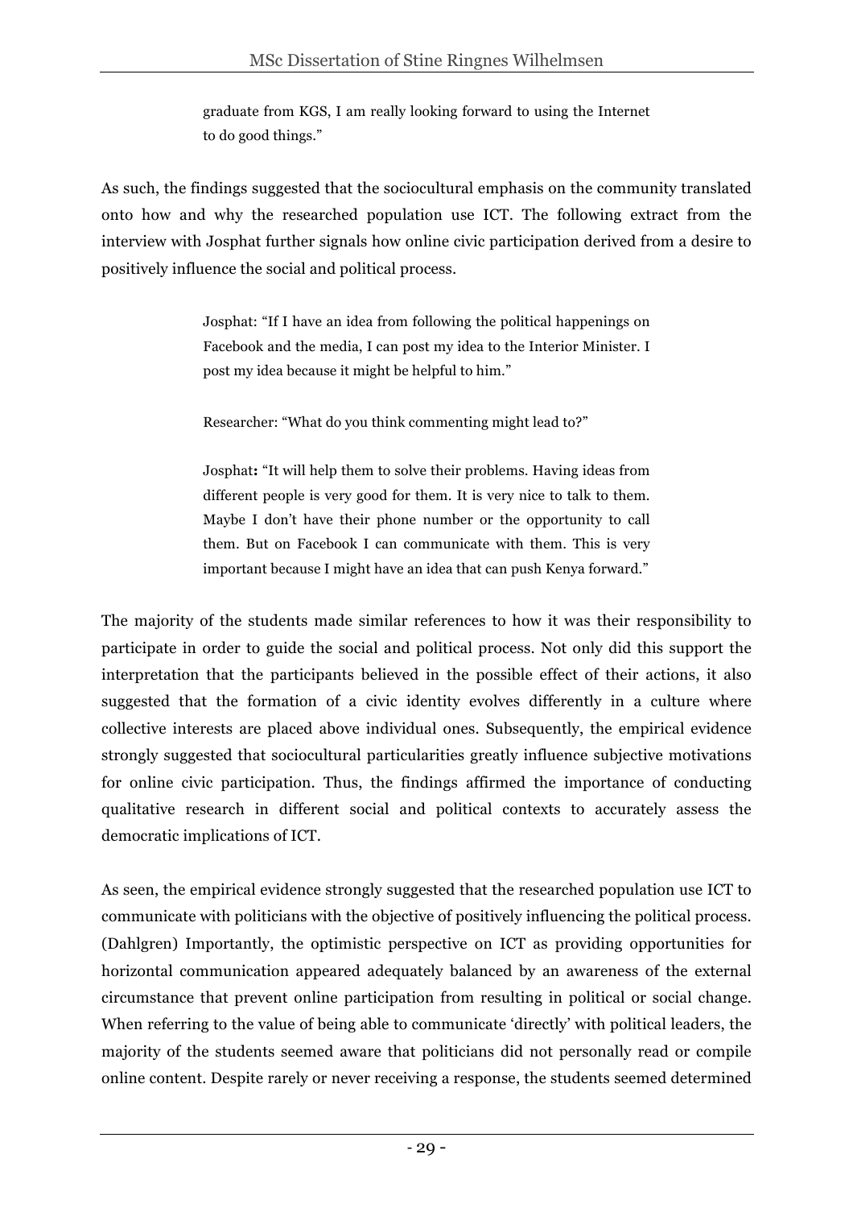> graduate from KGS, I am really looking forward to using the Internet to do good things."

As such, the findings suggested that the sociocultural emphasis on the community translated onto how and why the researched population use ICT. The following extract from the interview with Josphat further signals how online civic participation derived from a desire to positively influence the social and political process.

> Josphat: "If I have an idea from following the political happenings on Facebook and the media, I can post my idea to the Interior Minister. I post my idea because it might be helpful to him."
>
> Researcher: "What do you think commenting might lead to?"
>
> Josphat**:** "It will help them to solve their problems. Having ideas from different people is very good for them. It is very nice to talk to them. Maybe I don't have their phone number or the opportunity to call them. But on Facebook I can communicate with them. This is very important because I might have an idea that can push Kenya forward."

The majority of the students made similar references to how it was their responsibility to participate in order to guide the social and political process. Not only did this support the interpretation that the participants believed in the possible effect of their actions, it also suggested that the formation of a civic identity evolves differently in a culture where collective interests are placed above individual ones. Subsequently, the empirical evidence strongly suggested that sociocultural particularities greatly influence subjective motivations for online civic participation. Thus, the findings affirmed the importance of conducting qualitative research in different social and political contexts to accurately assess the democratic implications of ICT.

As seen, the empirical evidence strongly suggested that the researched population use ICT to communicate with politicians with the objective of positively influencing the political process. (Dahlgren) Importantly, the optimistic perspective on ICT as providing opportunities for horizontal communication appeared adequately balanced by an awareness of the external circumstance that prevent online participation from resulting in political or social change. When referring to the value of being able to communicate 'directly' with political leaders, the majority of the students seemed aware that politicians did not personally read or compile online content. Despite rarely or never receiving a response, the students seemed determined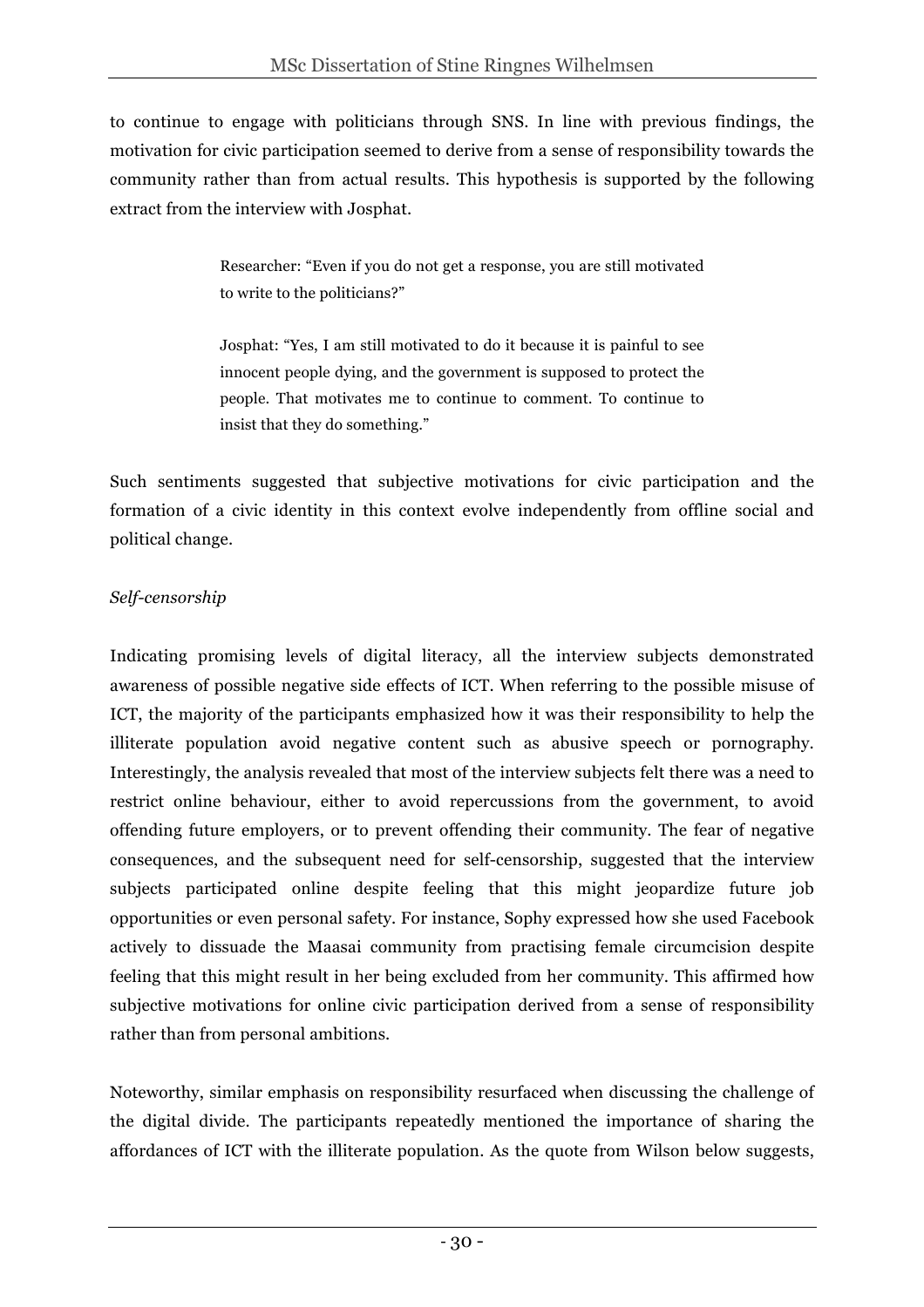to continue to engage with politicians through SNS. In line with previous findings, the motivation for civic participation seemed to derive from a sense of responsibility towards the community rather than from actual results. This hypothesis is supported by the following extract from the interview with Josphat.

> Researcher: "Even if you do not get a response, you are still motivated to write to the politicians?"
>
> Josphat: "Yes, I am still motivated to do it because it is painful to see innocent people dying, and the government is supposed to protect the people. That motivates me to continue to comment. To continue to insist that they do something."

Such sentiments suggested that subjective motivations for civic participation and the formation of a civic identity in this context evolve independently from offline social and political change.

*Self-censorship*

Indicating promising levels of digital literacy, all the interview subjects demonstrated awareness of possible negative side effects of ICT. When referring to the possible misuse of ICT, the majority of the participants emphasized how it was their responsibility to help the illiterate population avoid negative content such as abusive speech or pornography. Interestingly, the analysis revealed that most of the interview subjects felt there was a need to restrict online behaviour, either to avoid repercussions from the government, to avoid offending future employers, or to prevent offending their community. The fear of negative consequences, and the subsequent need for self-censorship, suggested that the interview subjects participated online despite feeling that this might jeopardize future job opportunities or even personal safety. For instance, Sophy expressed how she used Facebook actively to dissuade the Maasai community from practising female circumcision despite feeling that this might result in her being excluded from her community. This affirmed how subjective motivations for online civic participation derived from a sense of responsibility rather than from personal ambitions.

Noteworthy, similar emphasis on responsibility resurfaced when discussing the challenge of the digital divide. The participants repeatedly mentioned the importance of sharing the affordances of ICT with the illiterate population. As the quote from Wilson below suggests,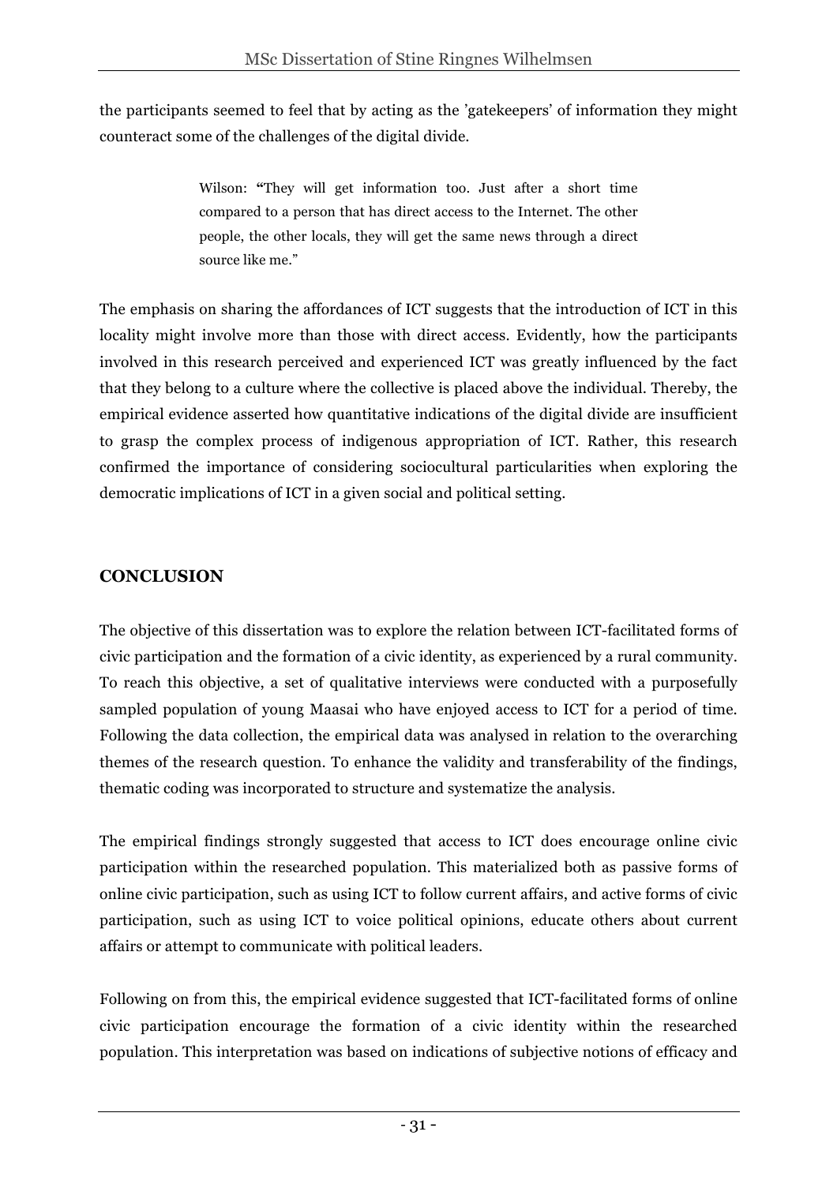the participants seemed to feel that by acting as the 'gatekeepers' of information they might counteract some of the challenges of the digital divide.

> Wilson: "They will get information too. Just after a short time compared to a person that has direct access to the Internet. The other people, the other locals, they will get the same news through a direct source like me."

The emphasis on sharing the affordances of ICT suggests that the introduction of ICT in this locality might involve more than those with direct access. Evidently, how the participants involved in this research perceived and experienced ICT was greatly influenced by the fact that they belong to a culture where the collective is placed above the individual. Thereby, the empirical evidence asserted how quantitative indications of the digital divide are insufficient to grasp the complex process of indigenous appropriation of ICT. Rather, this research confirmed the importance of considering sociocultural particularities when exploring the democratic implications of ICT in a given social and political setting.

## CONCLUSION

The objective of this dissertation was to explore the relation between ICT-facilitated forms of civic participation and the formation of a civic identity, as experienced by a rural community. To reach this objective, a set of qualitative interviews were conducted with a purposefully sampled population of young Maasai who have enjoyed access to ICT for a period of time. Following the data collection, the empirical data was analysed in relation to the overarching themes of the research question. To enhance the validity and transferability of the findings, thematic coding was incorporated to structure and systematize the analysis.

The empirical findings strongly suggested that access to ICT does encourage online civic participation within the researched population. This materialized both as passive forms of online civic participation, such as using ICT to follow current affairs, and active forms of civic participation, such as using ICT to voice political opinions, educate others about current affairs or attempt to communicate with political leaders.

Following on from this, the empirical evidence suggested that ICT-facilitated forms of online civic participation encourage the formation of a civic identity within the researched population. This interpretation was based on indications of subjective notions of efficacy and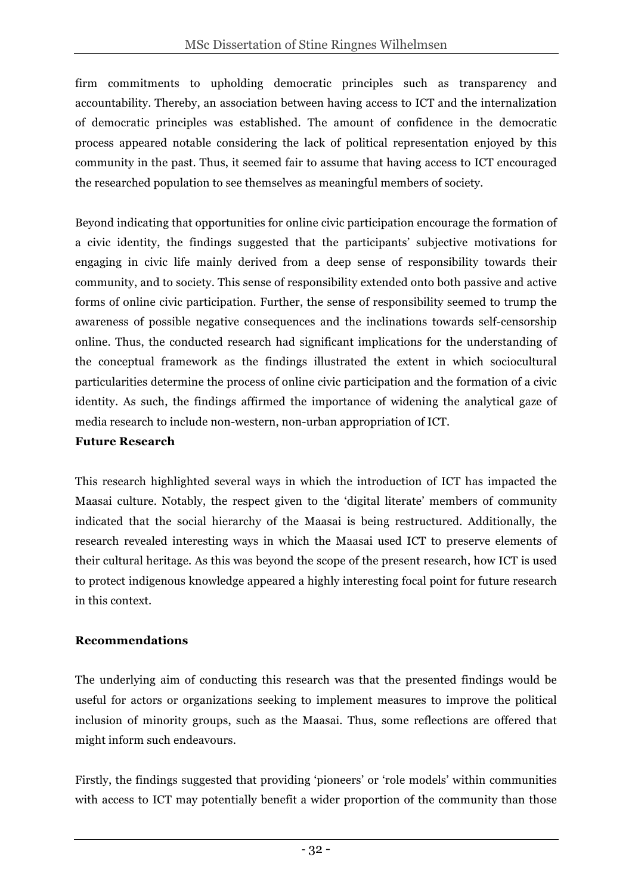firm commitments to upholding democratic principles such as transparency and accountability. Thereby, an association between having access to ICT and the internalization of democratic principles was established. The amount of confidence in the democratic process appeared notable considering the lack of political representation enjoyed by this community in the past. Thus, it seemed fair to assume that having access to ICT encouraged the researched population to see themselves as meaningful members of society.

Beyond indicating that opportunities for online civic participation encourage the formation of a civic identity, the findings suggested that the participants' subjective motivations for engaging in civic life mainly derived from a deep sense of responsibility towards their community, and to society. This sense of responsibility extended onto both passive and active forms of online civic participation. Further, the sense of responsibility seemed to trump the awareness of possible negative consequences and the inclinations towards self-censorship online. Thus, the conducted research had significant implications for the understanding of the conceptual framework as the findings illustrated the extent in which sociocultural particularities determine the process of online civic participation and the formation of a civic identity. As such, the findings affirmed the importance of widening the analytical gaze of media research to include non-western, non-urban appropriation of ICT.

**Future Research**

This research highlighted several ways in which the introduction of ICT has impacted the Maasai culture. Notably, the respect given to the 'digital literate' members of community indicated that the social hierarchy of the Maasai is being restructured. Additionally, the research revealed interesting ways in which the Maasai used ICT to preserve elements of their cultural heritage. As this was beyond the scope of the present research, how ICT is used to protect indigenous knowledge appeared a highly interesting focal point for future research in this context.

**Recommendations**

The underlying aim of conducting this research was that the presented findings would be useful for actors or organizations seeking to implement measures to improve the political inclusion of minority groups, such as the Maasai. Thus, some reflections are offered that might inform such endeavours.

Firstly, the findings suggested that providing 'pioneers' or 'role models' within communities with access to ICT may potentially benefit a wider proportion of the community than those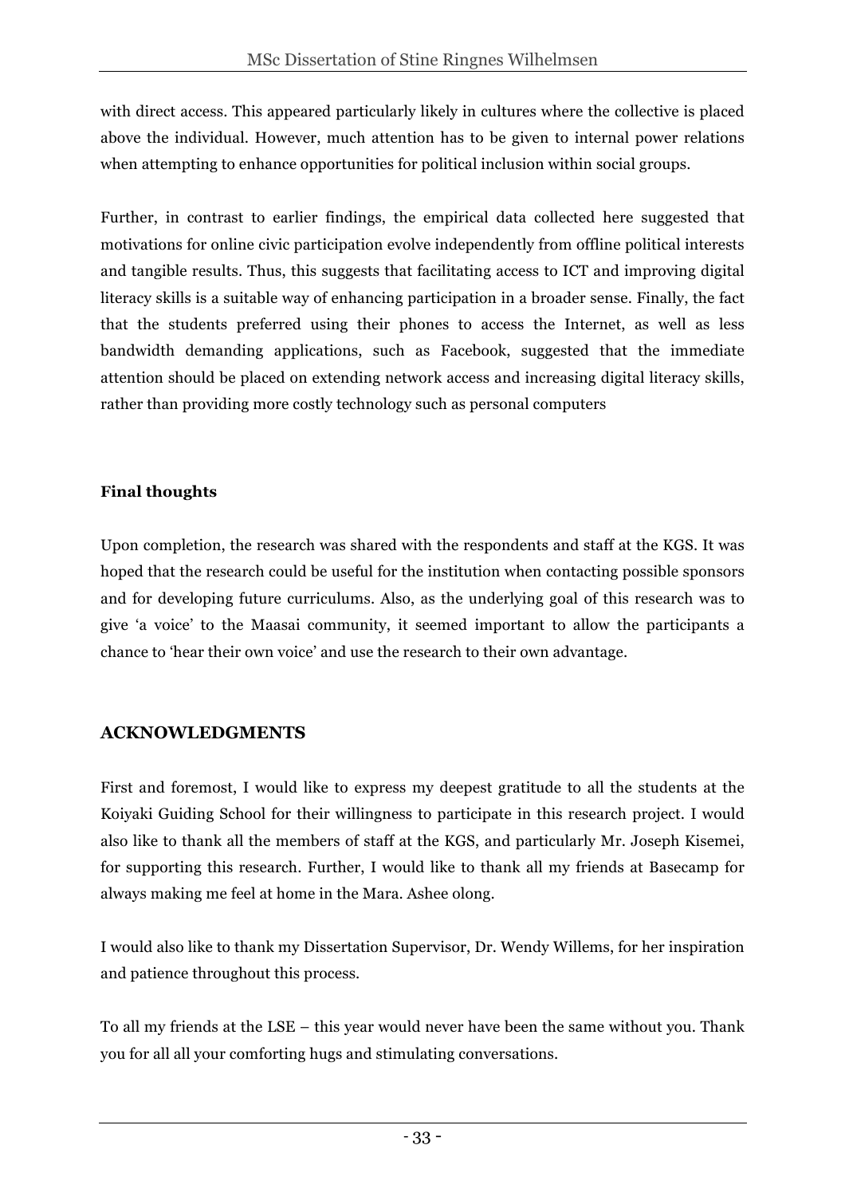with direct access. This appeared particularly likely in cultures where the collective is placed above the individual. However, much attention has to be given to internal power relations when attempting to enhance opportunities for political inclusion within social groups.

Further, in contrast to earlier findings, the empirical data collected here suggested that motivations for online civic participation evolve independently from offline political interests and tangible results. Thus, this suggests that facilitating access to ICT and improving digital literacy skills is a suitable way of enhancing participation in a broader sense. Finally, the fact that the students preferred using their phones to access the Internet, as well as less bandwidth demanding applications, such as Facebook, suggested that the immediate attention should be placed on extending network access and increasing digital literacy skills, rather than providing more costly technology such as personal computers

**Final thoughts**

Upon completion, the research was shared with the respondents and staff at the KGS. It was hoped that the research could be useful for the institution when contacting possible sponsors and for developing future curriculums. Also, as the underlying goal of this research was to give 'a voice' to the Maasai community, it seemed important to allow the participants a chance to 'hear their own voice' and use the research to their own advantage.

## ACKNOWLEDGMENTS

First and foremost, I would like to express my deepest gratitude to all the students at the Koiyaki Guiding School for their willingness to participate in this research project. I would also like to thank all the members of staff at the KGS, and particularly Mr. Joseph Kisemei, for supporting this research. Further, I would like to thank all my friends at Basecamp for always making me feel at home in the Mara. Ashee olong.

I would also like to thank my Dissertation Supervisor, Dr. Wendy Willems, for her inspiration and patience throughout this process.

To all my friends at the LSE – this year would never have been the same without you. Thank you for all all your comforting hugs and stimulating conversations.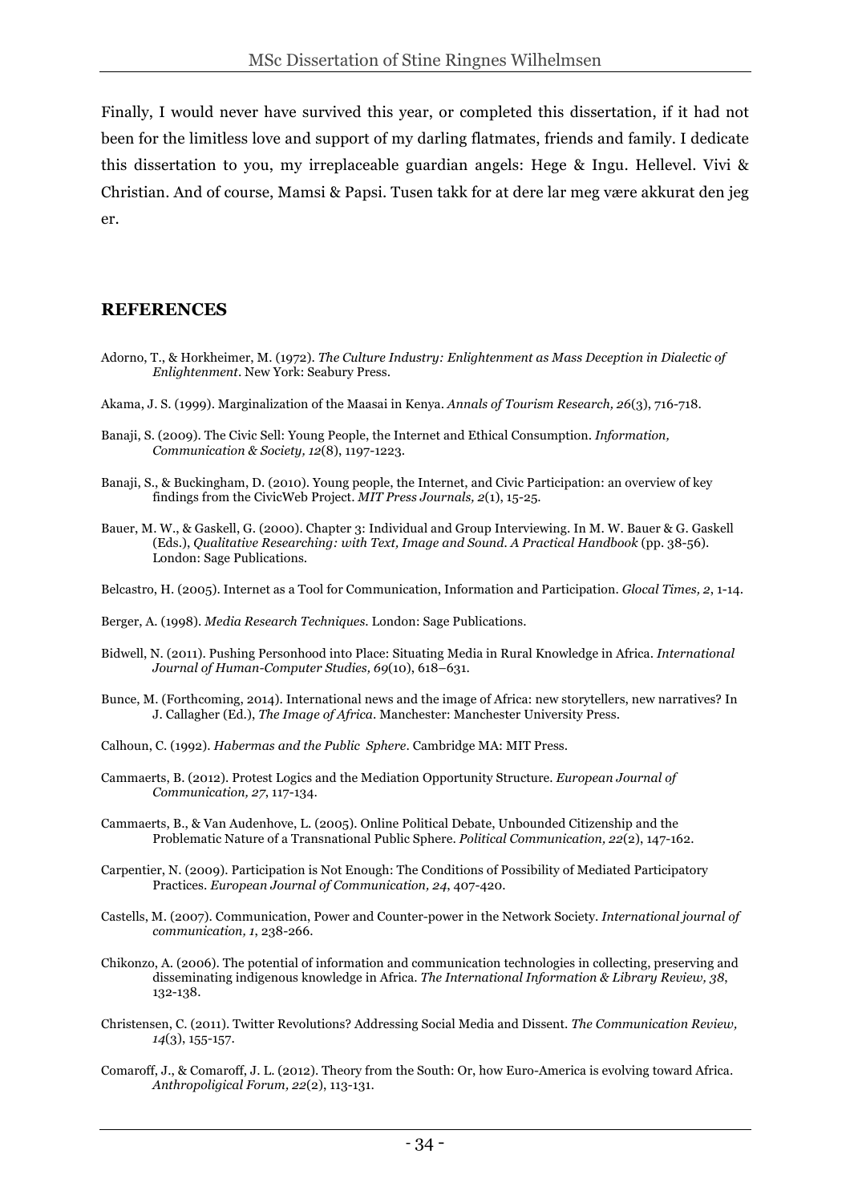Finally, I would never have survived this year, or completed this dissertation, if it had not been for the limitless love and support of my darling flatmates, friends and family. I dedicate this dissertation to you, my irreplaceable guardian angels: Hege & Ingu. Hellevel. Vivi & Christian. And of course, Mamsi & Papsi. Tusen takk for at dere lar meg være akkurat den jeg er.

## REFERENCES

Adorno, T., & Horkheimer, M. (1972). *The Culture Industry: Enlightenment as Mass Deception in Dialectic of Enlightenment*. New York: Seabury Press.

Akama, J. S. (1999). Marginalization of the Maasai in Kenya. *Annals of Tourism Research, 26*(3), 716-718.

Banaji, S. (2009). The Civic Sell: Young People, the Internet and Ethical Consumption. *Information, Communication & Society, 12*(8), 1197-1223.

Banaji, S., & Buckingham, D. (2010). Young people, the Internet, and Civic Participation: an overview of key findings from the CivicWeb Project. *MIT Press Journals, 2*(1), 15-25.

Bauer, M. W., & Gaskell, G. (2000). Chapter 3: Individual and Group Interviewing. In M. W. Bauer & G. Gaskell (Eds.), *Qualitative Researching: with Text, Image and Sound. A Practical Handbook* (pp. 38-56). London: Sage Publications.

Belcastro, H. (2005). Internet as a Tool for Communication, Information and Participation. *Glocal Times, 2*, 1-14.

Berger, A. (1998). *Media Research Techniques*. London: Sage Publications.

Bidwell, N. (2011). Pushing Personhood into Place: Situating Media in Rural Knowledge in Africa. *International Journal of Human-Computer Studies, 69*(10), 618–631.

Bunce, M. (Forthcoming, 2014). International news and the image of Africa: new storytellers, new narratives? In J. Callagher (Ed.), *The Image of Africa*. Manchester: Manchester University Press.

Calhoun, C. (1992). *Habermas and the Public Sphere*. Cambridge MA: MIT Press.

Cammaerts, B. (2012). Protest Logics and the Mediation Opportunity Structure. *European Journal of Communication, 27*, 117-134.

Cammaerts, B., & Van Audenhove, L. (2005). Online Political Debate, Unbounded Citizenship and the Problematic Nature of a Transnational Public Sphere. *Political Communication, 22*(2), 147-162.

Carpentier, N. (2009). Participation is Not Enough: The Conditions of Possibility of Mediated Participatory Practices. *European Journal of Communication, 24*, 407-420.

Castells, M. (2007). Communication, Power and Counter-power in the Network Society. *International journal of communication, 1*, 238-266.

Chikonzo, A. (2006). The potential of information and communication technologies in collecting, preserving and disseminating indigenous knowledge in Africa. *The International Information & Library Review, 38*, 132-138.

Christensen, C. (2011). Twitter Revolutions? Addressing Social Media and Dissent. *The Communication Review, 14*(3), 155-157.

Comaroff, J., & Comaroff, J. L. (2012). Theory from the South: Or, how Euro-America is evolving toward Africa. *Anthropoligical Forum, 22*(2), 113-131.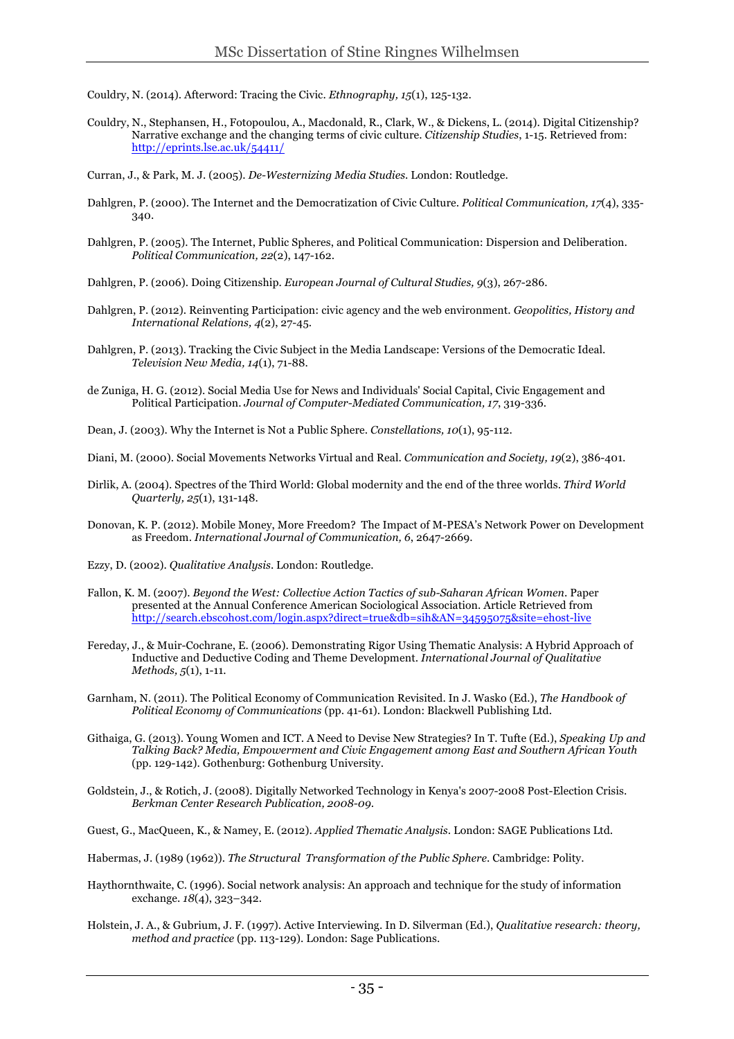Couldry, N. (2014). Afterword: Tracing the Civic. *Ethnography, 15*(1), 125-132.

Couldry, N., Stephansen, H., Fotopoulou, A., Macdonald, R., Clark, W., & Dickens, L. (2014). Digital Citizenship? Narrative exchange and the changing terms of civic culture. *Citizenship Studies*, 1-15. Retrieved from: http://eprints.lse.ac.uk/54411/

Curran, J., & Park, M. J. (2005). *De-Westernizing Media Studies.* London: Routledge.

Dahlgren, P. (2000). The Internet and the Democratization of Civic Culture. *Political Communication, 17*(4), 335-340.

Dahlgren, P. (2005). The Internet, Public Spheres, and Political Communication: Dispersion and Deliberation. *Political Communication, 22*(2), 147-162.

Dahlgren, P. (2006). Doing Citizenship. *European Journal of Cultural Studies, 9*(3), 267-286.

Dahlgren, P. (2012). Reinventing Participation: civic agency and the web environment. *Geopolitics, History and International Relations, 4*(2), 27-45.

Dahlgren, P. (2013). Tracking the Civic Subject in the Media Landscape: Versions of the Democratic Ideal. *Television New Media, 14*(1), 71-88.

de Zuniga, H. G. (2012). Social Media Use for News and Individuals' Social Capital, Civic Engagement and Political Participation. *Journal of Computer-Mediated Communication, 17*, 319-336.

Dean, J. (2003). Why the Internet is Not a Public Sphere. *Constellations, 10*(1), 95-112.

Diani, M. (2000). Social Movements Networks Virtual and Real. *Communication and Society, 19*(2), 386-401.

Dirlik, A. (2004). Spectres of the Third World: Global modernity and the end of the three worlds. *Third World Quarterly, 25*(1), 131-148.

Donovan, K. P. (2012). Mobile Money, More Freedom? The Impact of M-PESA's Network Power on Development as Freedom. *International Journal of Communication, 6*, 2647-2669.

Ezzy, D. (2002). *Qualitative Analysis.* London: Routledge.

Fallon, K. M. (2007). *Beyond the West: Collective Action Tactics of sub-Saharan African Women.* Paper presented at the Annual Conference American Sociological Association. Article Retrieved from http://search.ebscohost.com/login.aspx?direct=true&db=sih&AN=34595075&site=ehost-live

Fereday, J., & Muir-Cochrane, E. (2006). Demonstrating Rigor Using Thematic Analysis: A Hybrid Approach of Inductive and Deductive Coding and Theme Development. *International Journal of Qualitative Methods, 5*(1), 1-11.

Garnham, N. (2011). The Political Economy of Communication Revisited. In J. Wasko (Ed.), *The Handbook of Political Economy of Communications* (pp. 41-61). London: Blackwell Publishing Ltd.

Githaiga, G. (2013). Young Women and ICT. A Need to Devise New Strategies? In T. Tufte (Ed.), *Speaking Up and Talking Back? Media, Empowerment and Civic Engagement among East and Southern African Youth* (pp. 129-142). Gothenburg: Gothenburg University.

Goldstein, J., & Rotich, J. (2008). Digitally Networked Technology in Kenya's 2007-2008 Post-Election Crisis. *Berkman Center Research Publication, 2008-09.*

Guest, G., MacQueen, K., & Namey, E. (2012). *Applied Thematic Analysis.* London: SAGE Publications Ltd.

Habermas, J. (1989 (1962)). *The Structural Transformation of the Public Sphere.* Cambridge: Polity.

Haythornthwaite, C. (1996). Social network analysis: An approach and technique for the study of information exchange. *18*(4), 323–342.

Holstein, J. A., & Gubrium, J. F. (1997). Active Interviewing. In D. Silverman (Ed.), *Qualitative research: theory, method and practice* (pp. 113-129). London: Sage Publications.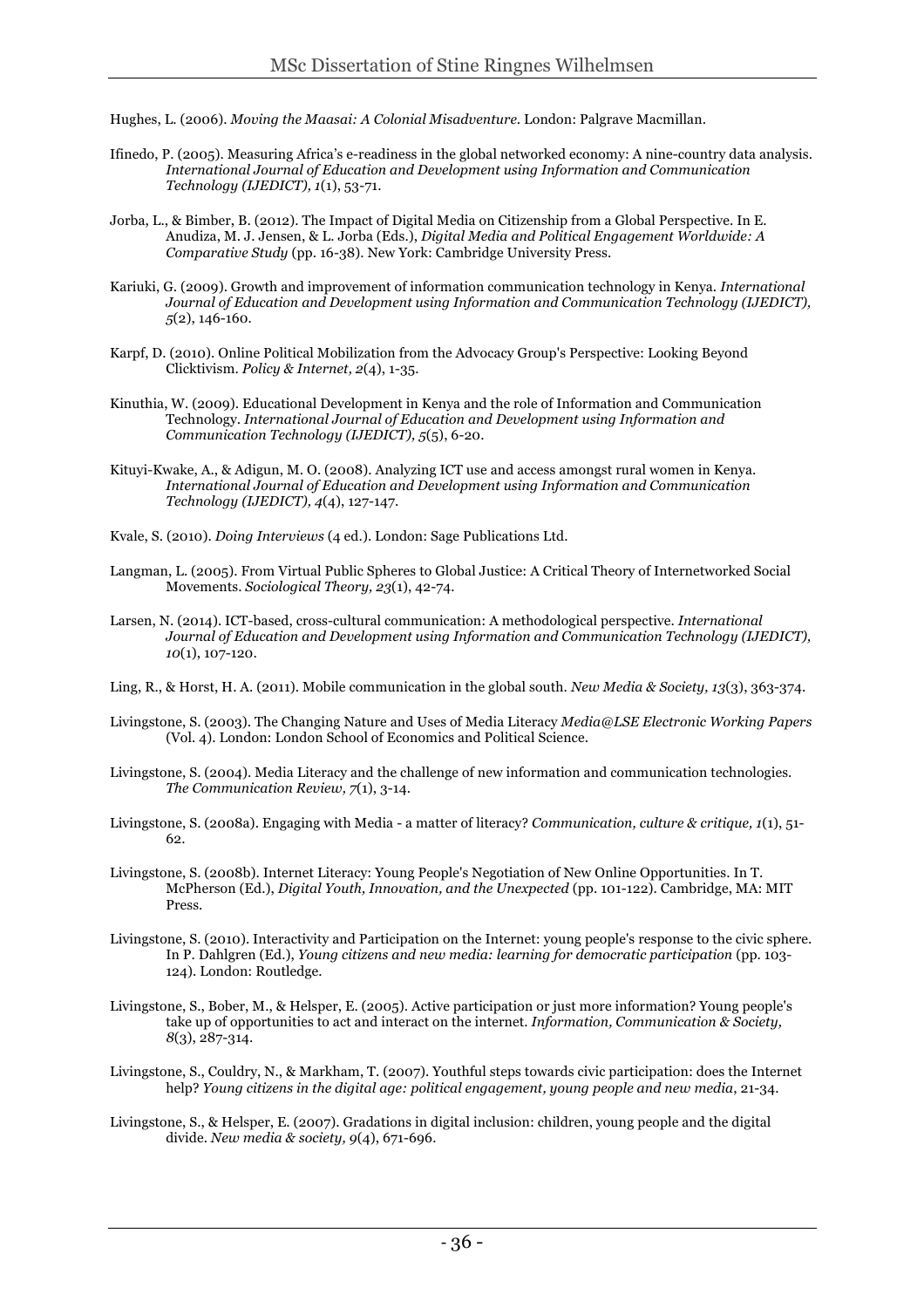Hughes, L. (2006). *Moving the Maasai: A Colonial Misadventure*. London: Palgrave Macmillan.

Ifinedo, P. (2005). Measuring Africa's e-readiness in the global networked economy: A nine-country data analysis. *International Journal of Education and Development using Information and Communication Technology (IJEDICT), 1*(1), 53-71.

Jorba, L., & Bimber, B. (2012). The Impact of Digital Media on Citizenship from a Global Perspective. In E. Anudiza, M. J. Jensen, & L. Jorba (Eds.), *Digital Media and Political Engagement Worldwide: A Comparative Study* (pp. 16-38). New York: Cambridge University Press.

Kariuki, G. (2009). Growth and improvement of information communication technology in Kenya. *International Journal of Education and Development using Information and Communication Technology (IJEDICT), 5*(2), 146-160.

Karpf, D. (2010). Online Political Mobilization from the Advocacy Group's Perspective: Looking Beyond Clicktivism. *Policy & Internet, 2*(4), 1-35.

Kinuthia, W. (2009). Educational Development in Kenya and the role of Information and Communication Technology. *International Journal of Education and Development using Information and Communication Technology (IJEDICT), 5*(5), 6-20.

Kituyi-Kwake, A., & Adigun, M. O. (2008). Analyzing ICT use and access amongst rural women in Kenya. *International Journal of Education and Development using Information and Communication Technology (IJEDICT), 4*(4), 127-147.

Kvale, S. (2010). *Doing Interviews* (4 ed.). London: Sage Publications Ltd.

Langman, L. (2005). From Virtual Public Spheres to Global Justice: A Critical Theory of Internetworked Social Movements. *Sociological Theory, 23*(1), 42-74.

Larsen, N. (2014). ICT-based, cross-cultural communication: A methodological perspective. *International Journal of Education and Development using Information and Communication Technology (IJEDICT), 10*(1), 107-120.

Ling, R., & Horst, H. A. (2011). Mobile communication in the global south. *New Media & Society, 13*(3), 363-374.

Livingstone, S. (2003). The Changing Nature and Uses of Media Literacy *Media@LSE Electronic Working Papers* (Vol. 4). London: London School of Economics and Political Science.

Livingstone, S. (2004). Media Literacy and the challenge of new information and communication technologies. *The Communication Review, 7*(1), 3-14.

Livingstone, S. (2008a). Engaging with Media - a matter of literacy? *Communication, culture & critique, 1*(1), 51-62.

Livingstone, S. (2008b). Internet Literacy: Young People's Negotiation of New Online Opportunities. In T. McPherson (Ed.), *Digital Youth, Innovation, and the Unexpected* (pp. 101-122). Cambridge, MA: MIT Press.

Livingstone, S. (2010). Interactivity and Participation on the Internet: young people's response to the civic sphere. In P. Dahlgren (Ed.), *Young citizens and new media: learning for democratic participation* (pp. 103-124). London: Routledge.

Livingstone, S., Bober, M., & Helsper, E. (2005). Active participation or just more information? Young people's take up of opportunities to act and interact on the internet. *Information, Communication & Society, 8*(3), 287-314.

Livingstone, S., Couldry, N., & Markham, T. (2007). Youthful steps towards civic participation: does the Internet help? *Young citizens in the digital age: political engagement, young people and new media*, 21-34.

Livingstone, S., & Helsper, E. (2007). Gradations in digital inclusion: children, young people and the digital divide. *New media & society, 9*(4), 671-696.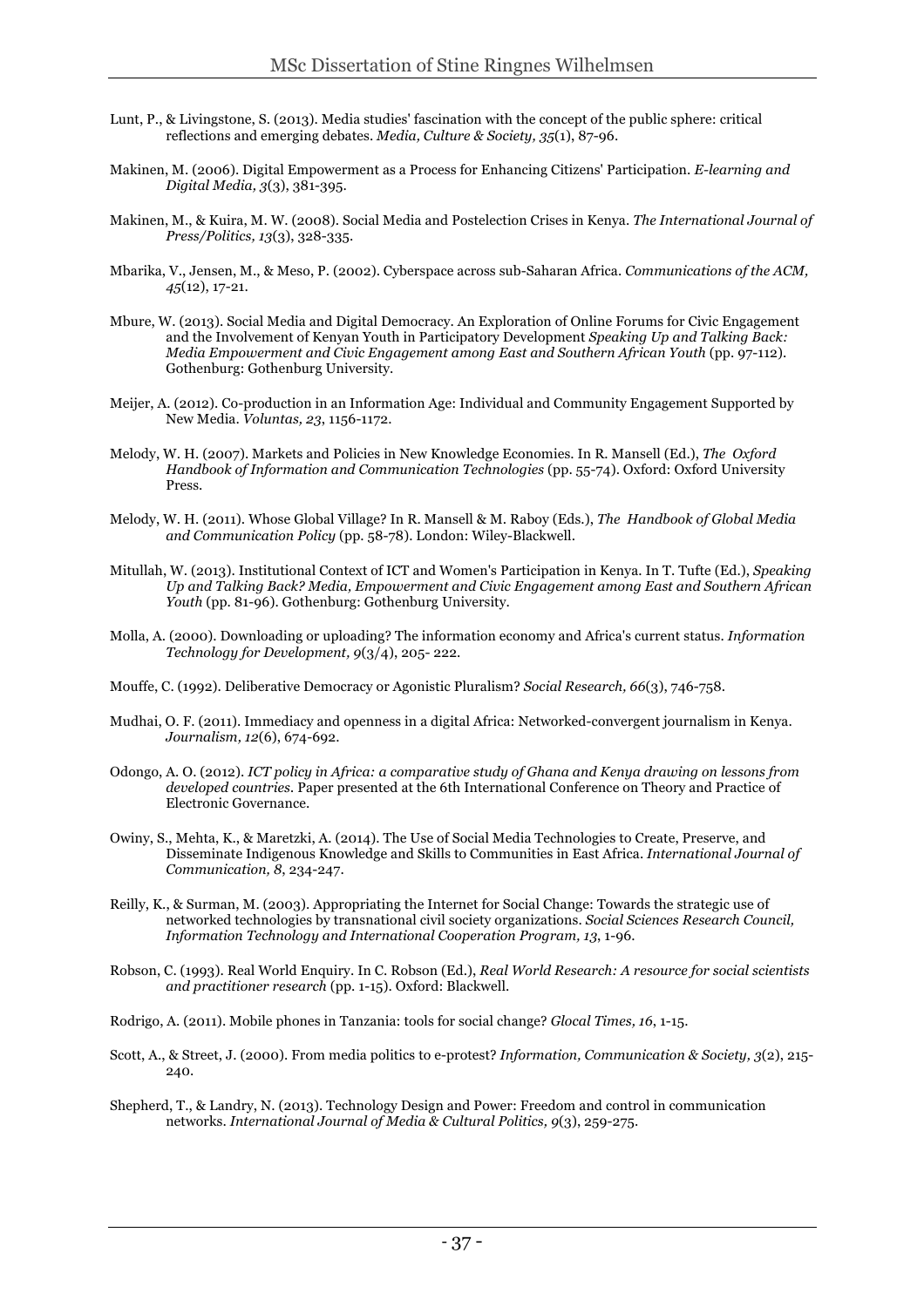Lunt, P., & Livingstone, S. (2013). Media studies' fascination with the concept of the public sphere: critical reflections and emerging debates. *Media, Culture & Society, 35*(1), 87-96.

Makinen, M. (2006). Digital Empowerment as a Process for Enhancing Citizens' Participation. *E-learning and Digital Media, 3*(3), 381-395.

Makinen, M., & Kuira, M. W. (2008). Social Media and Postelection Crises in Kenya. *The International Journal of Press/Politics, 13*(3), 328-335.

Mbarika, V., Jensen, M., & Meso, P. (2002). Cyberspace across sub-Saharan Africa. *Communications of the ACM, 45*(12), 17-21.

Mbure, W. (2013). Social Media and Digital Democracy. An Exploration of Online Forums for Civic Engagement and the Involvement of Kenyan Youth in Participatory Development *Speaking Up and Talking Back: Media Empowerment and Civic Engagement among East and Southern African Youth* (pp. 97-112). Gothenburg: Gothenburg University.

Meijer, A. (2012). Co-production in an Information Age: Individual and Community Engagement Supported by New Media. *Voluntas, 23*, 1156-1172.

Melody, W. H. (2007). Markets and Policies in New Knowledge Economies. In R. Mansell (Ed.), *The Oxford Handbook of Information and Communication Technologies* (pp. 55-74). Oxford: Oxford University Press.

Melody, W. H. (2011). Whose Global Village? In R. Mansell & M. Raboy (Eds.), *The Handbook of Global Media and Communication Policy* (pp. 58-78). London: Wiley-Blackwell.

Mitullah, W. (2013). Institutional Context of ICT and Women's Participation in Kenya. In T. Tufte (Ed.), *Speaking Up and Talking Back? Media, Empowerment and Civic Engagement among East and Southern African Youth* (pp. 81-96). Gothenburg: Gothenburg University.

Molla, A. (2000). Downloading or uploading? The information economy and Africa's current status. *Information Technology for Development, 9*(3/4), 205- 222.

Mouffe, C. (1992). Deliberative Democracy or Agonistic Pluralism? *Social Research, 66*(3), 746-758.

Mudhai, O. F. (2011). Immediacy and openness in a digital Africa: Networked-convergent journalism in Kenya. *Journalism, 12*(6), 674-692.

Odongo, A. O. (2012). *ICT policy in Africa: a comparative study of Ghana and Kenya drawing on lessons from developed countries.* Paper presented at the 6th International Conference on Theory and Practice of Electronic Governance.

Owiny, S., Mehta, K., & Maretzki, A. (2014). The Use of Social Media Technologies to Create, Preserve, and Disseminate Indigenous Knowledge and Skills to Communities in East Africa. *International Journal of Communication, 8*, 234-247.

Reilly, K., & Surman, M. (2003). Appropriating the Internet for Social Change: Towards the strategic use of networked technologies by transnational civil society organizations. *Social Sciences Research Council, Information Technology and International Cooperation Program, 13*, 1-96.

Robson, C. (1993). Real World Enquiry. In C. Robson (Ed.), *Real World Research: A resource for social scientists and practitioner research* (pp. 1-15). Oxford: Blackwell.

Rodrigo, A. (2011). Mobile phones in Tanzania: tools for social change? *Glocal Times, 16*, 1-15.

Scott, A., & Street, J. (2000). From media politics to e-protest? *Information, Communication & Society, 3*(2), 215-240.

Shepherd, T., & Landry, N. (2013). Technology Design and Power: Freedom and control in communication networks. *International Journal of Media & Cultural Politics, 9*(3), 259-275.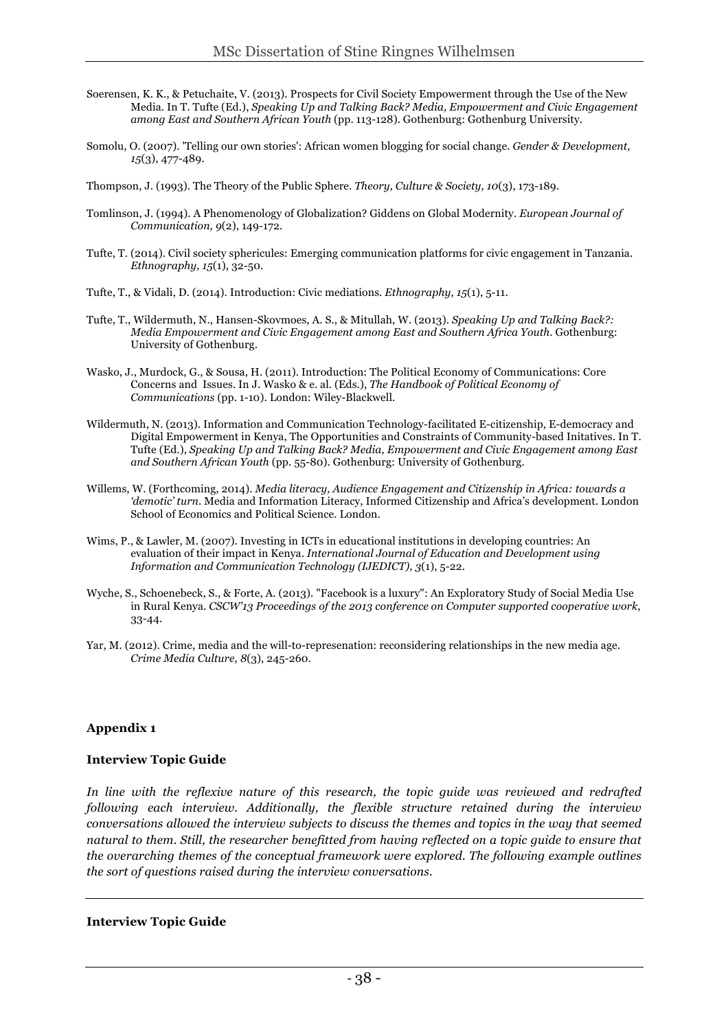Soerensen, K. K., & Petuchaite, V. (2013). Prospects for Civil Society Empowerment through the Use of the New Media. In T. Tufte (Ed.), *Speaking Up and Talking Back? Media, Empowerment and Civic Engagement among East and Southern African Youth* (pp. 113-128). Gothenburg: Gothenburg University.

Somolu, O. (2007). 'Telling our own stories': African women blogging for social change. *Gender & Development, 15*(3), 477-489.

Thompson, J. (1993). The Theory of the Public Sphere. *Theory, Culture & Society, 10*(3), 173-189.

Tomlinson, J. (1994). A Phenomenology of Globalization? Giddens on Global Modernity. *European Journal of Communication, 9*(2), 149-172.

Tufte, T. (2014). Civil society sphericules: Emerging communication platforms for civic engagement in Tanzania. *Ethnography, 15*(1), 32-50.

Tufte, T., & Vidali, D. (2014). Introduction: Civic mediations. *Ethnography, 15*(1), 5-11.

Tufte, T., Wildermuth, N., Hansen-Skovmoes, A. S., & Mitullah, W. (2013). *Speaking Up and Talking Back?: Media Empowerment and Civic Engagement among East and Southern Africa Youth*. Gothenburg: University of Gothenburg.

Wasko, J., Murdock, G., & Sousa, H. (2011). Introduction: The Political Economy of Communications: Core Concerns and Issues. In J. Wasko & e. al. (Eds.), *The Handbook of Political Economy of Communications* (pp. 1-10). London: Wiley-Blackwell.

Wildermuth, N. (2013). Information and Communication Technology-facilitated E-citizenship, E-democracy and Digital Empowerment in Kenya, The Opportunities and Constraints of Community-based Initatives. In T. Tufte (Ed.), *Speaking Up and Talking Back? Media, Empowerment and Civic Engagement among East and Southern African Youth* (pp. 55-80). Gothenburg: University of Gothenburg.

Willems, W. (Forthcoming, 2014). *Media literacy, Audience Engagement and Citizenship in Africa: towards a 'demotic' turn*. Media and Information Literacy, Informed Citizenship and Africa's development. London School of Economics and Political Science. London.

Wims, P., & Lawler, M. (2007). Investing in ICTs in educational institutions in developing countries: An evaluation of their impact in Kenya. *International Journal of Education and Development using Information and Communication Technology (IJEDICT), 3*(1), 5-22.

Wyche, S., Schoenebeck, S., & Forte, A. (2013). "Facebook is a luxury": An Exploratory Study of Social Media Use in Rural Kenya. *CSCW'13 Proceedings of the 2013 conference on Computer supported cooperative work*, 33-44.

Yar, M. (2012). Crime, media and the will-to-represenation: reconsidering relationships in the new media age. *Crime Media Culture, 8*(3), 245-260.

**Appendix 1**

**Interview Topic Guide**

*In line with the reflexive nature of this research, the topic guide was reviewed and redrafted following each interview. Additionally, the flexible structure retained during the interview conversations allowed the interview subjects to discuss the themes and topics in the way that seemed natural to them. Still, the researcher benefitted from having reflected on a topic guide to ensure that the overarching themes of the conceptual framework were explored. The following example outlines the sort of questions raised during the interview conversations.*

---

**Interview Topic Guide**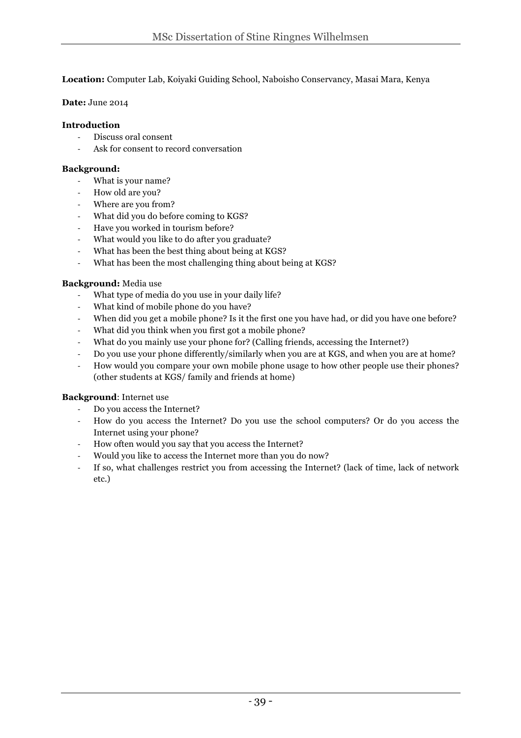**Location:** Computer Lab, Koiyaki Guiding School, Naboisho Conservancy, Masai Mara, Kenya

**Date:** June 2014

**Introduction**

- Discuss oral consent
- Ask for consent to record conversation

**Background:**

- What is your name?
- How old are you?
- Where are you from?
- What did you do before coming to KGS?
- Have you worked in tourism before?
- What would you like to do after you graduate?
- What has been the best thing about being at KGS?
- What has been the most challenging thing about being at KGS?

**Background:** Media use

- What type of media do you use in your daily life?
- What kind of mobile phone do you have?
- When did you get a mobile phone? Is it the first one you have had, or did you have one before?
- What did you think when you first got a mobile phone?
- What do you mainly use your phone for? (Calling friends, accessing the Internet?)
- Do you use your phone differently/similarly when you are at KGS, and when you are at home?
- How would you compare your own mobile phone usage to how other people use their phones? (other students at KGS/ family and friends at home)

**Background**: Internet use

- Do you access the Internet?
- How do you access the Internet? Do you use the school computers? Or do you access the Internet using your phone?
- How often would you say that you access the Internet?
- Would you like to access the Internet more than you do now?
- If so, what challenges restrict you from accessing the Internet? (lack of time, lack of network etc.)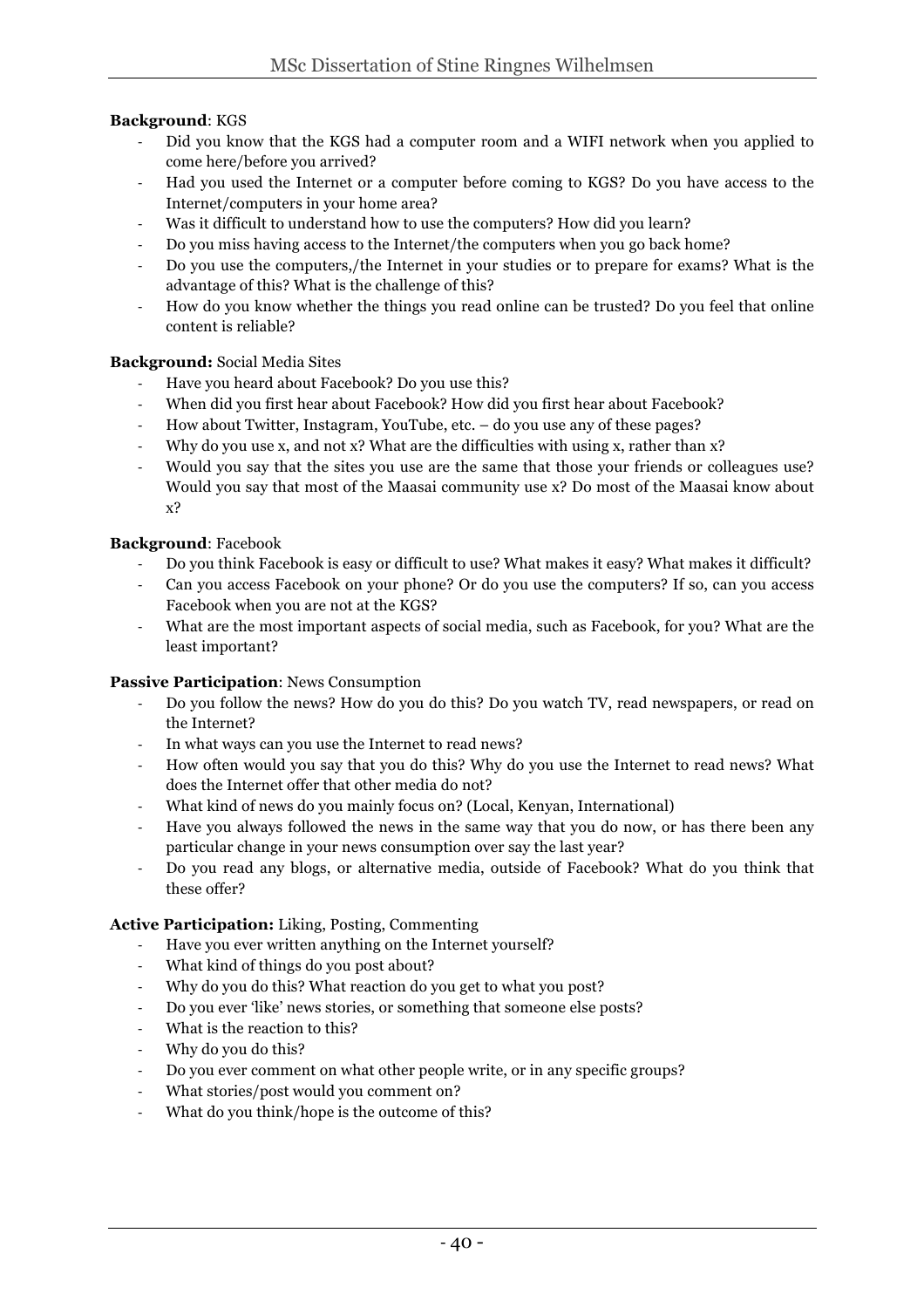**Background**: KGS

- Did you know that the KGS had a computer room and a WIFI network when you applied to come here/before you arrived?
- Had you used the Internet or a computer before coming to KGS? Do you have access to the Internet/computers in your home area?
- Was it difficult to understand how to use the computers? How did you learn?
- Do you miss having access to the Internet/the computers when you go back home?
- Do you use the computers,/the Internet in your studies or to prepare for exams? What is the advantage of this? What is the challenge of this?
- How do you know whether the things you read online can be trusted? Do you feel that online content is reliable?

**Background:** Social Media Sites

- Have you heard about Facebook? Do you use this?
- When did you first hear about Facebook? How did you first hear about Facebook?
- How about Twitter, Instagram, YouTube, etc. – do you use any of these pages?
- Why do you use x, and not x? What are the difficulties with using x, rather than x?
- Would you say that the sites you use are the same that those your friends or colleagues use? Would you say that most of the Maasai community use x? Do most of the Maasai know about x?

**Background**: Facebook

- Do you think Facebook is easy or difficult to use? What makes it easy? What makes it difficult?
- Can you access Facebook on your phone? Or do you use the computers? If so, can you access Facebook when you are not at the KGS?
- What are the most important aspects of social media, such as Facebook, for you? What are the least important?

**Passive Participation**: News Consumption

- Do you follow the news? How do you do this? Do you watch TV, read newspapers, or read on the Internet?
- In what ways can you use the Internet to read news?
- How often would you say that you do this? Why do you use the Internet to read news? What does the Internet offer that other media do not?
- What kind of news do you mainly focus on? (Local, Kenyan, International)
- Have you always followed the news in the same way that you do now, or has there been any particular change in your news consumption over say the last year?
- Do you read any blogs, or alternative media, outside of Facebook? What do you think that these offer?

**Active Participation:** Liking, Posting, Commenting

- Have you ever written anything on the Internet yourself?
- What kind of things do you post about?
- Why do you do this? What reaction do you get to what you post?
- Do you ever 'like' news stories, or something that someone else posts?
- What is the reaction to this?
- Why do you do this?
- Do you ever comment on what other people write, or in any specific groups?
- What stories/post would you comment on?
- What do you think/hope is the outcome of this?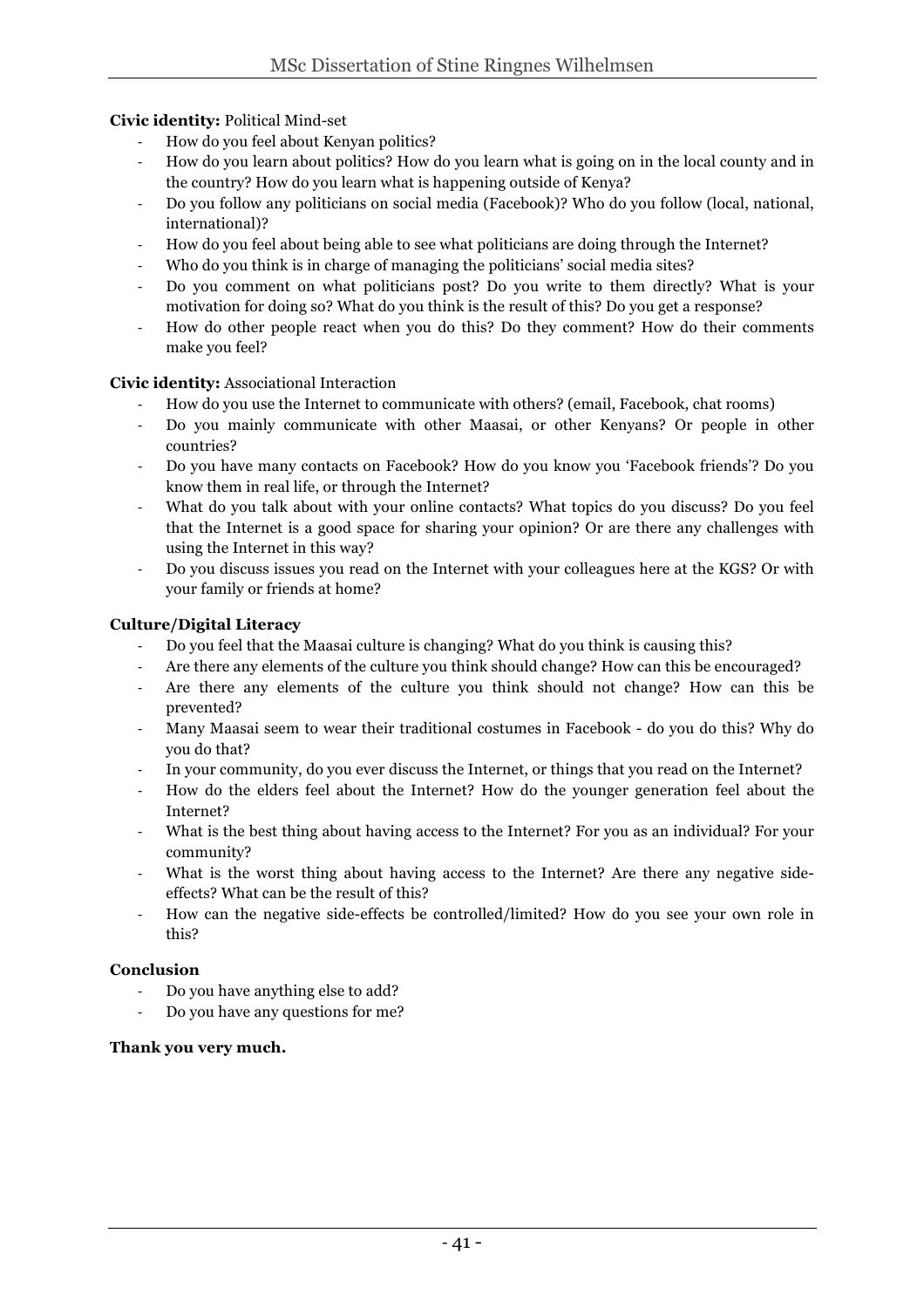**Civic identity:** Political Mind-set

- How do you feel about Kenyan politics?
- How do you learn about politics? How do you learn what is going on in the local county and in the country? How do you learn what is happening outside of Kenya?
- Do you follow any politicians on social media (Facebook)? Who do you follow (local, national, international)?
- How do you feel about being able to see what politicians are doing through the Internet?
- Who do you think is in charge of managing the politicians' social media sites?
- Do you comment on what politicians post? Do you write to them directly? What is your motivation for doing so? What do you think is the result of this? Do you get a response?
- How do other people react when you do this? Do they comment? How do their comments make you feel?

**Civic identity:** Associational Interaction

- How do you use the Internet to communicate with others? (email, Facebook, chat rooms)
- Do you mainly communicate with other Maasai, or other Kenyans? Or people in other countries?
- Do you have many contacts on Facebook? How do you know you 'Facebook friends'? Do you know them in real life, or through the Internet?
- What do you talk about with your online contacts? What topics do you discuss? Do you feel that the Internet is a good space for sharing your opinion? Or are there any challenges with using the Internet in this way?
- Do you discuss issues you read on the Internet with your colleagues here at the KGS? Or with your family or friends at home?

**Culture/Digital Literacy**

- Do you feel that the Maasai culture is changing? What do you think is causing this?
- Are there any elements of the culture you think should change? How can this be encouraged?
- Are there any elements of the culture you think should not change? How can this be prevented?
- Many Maasai seem to wear their traditional costumes in Facebook - do you do this? Why do you do that?
- In your community, do you ever discuss the Internet, or things that you read on the Internet?
- How do the elders feel about the Internet? How do the younger generation feel about the Internet?
- What is the best thing about having access to the Internet? For you as an individual? For your community?
- What is the worst thing about having access to the Internet? Are there any negative side-effects? What can be the result of this?
- How can the negative side-effects be controlled/limited? How do you see your own role in this?

**Conclusion**

- Do you have anything else to add?
- Do you have any questions for me?

**Thank you very much.**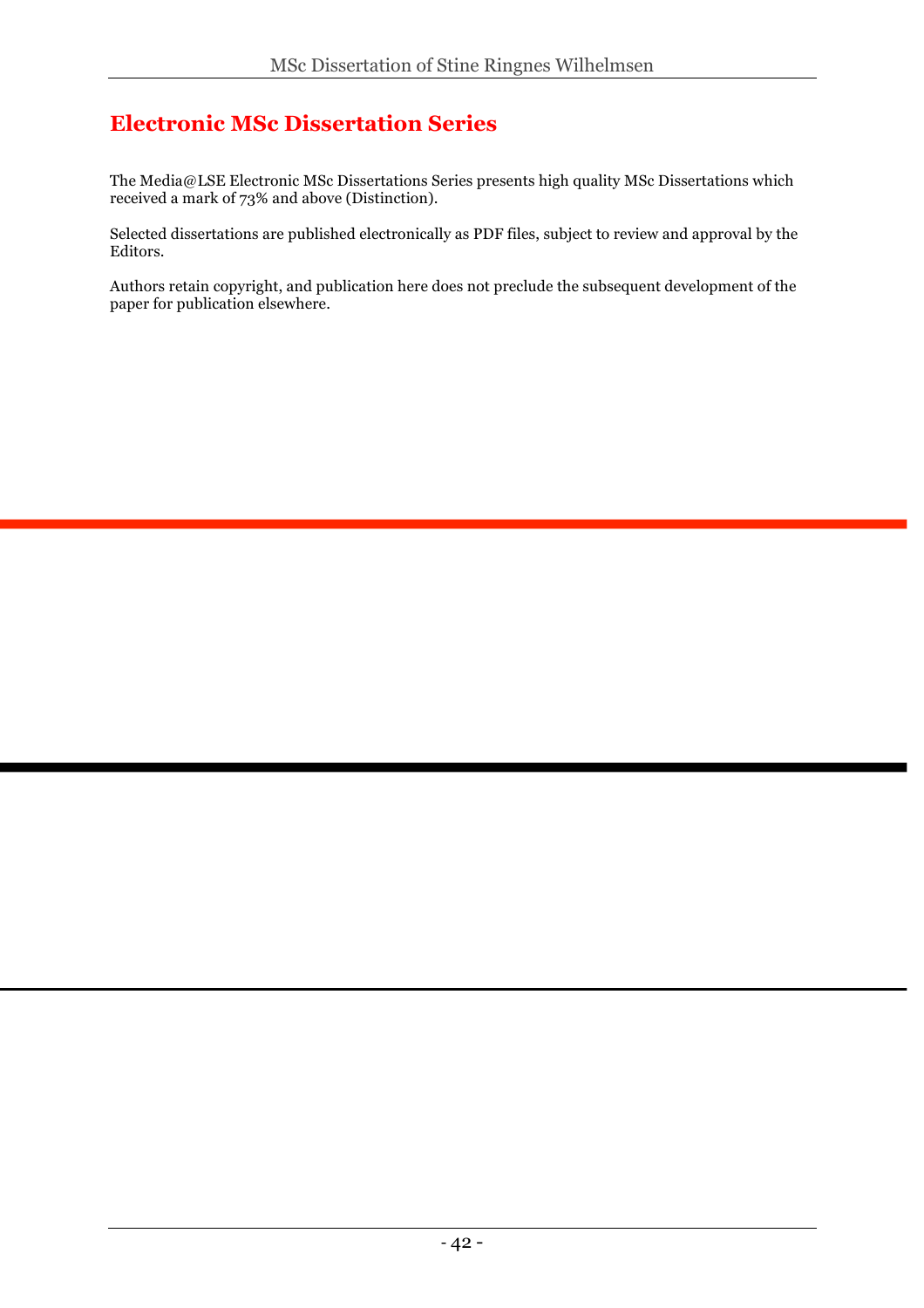## Electronic MSc Dissertation Series

The Media@LSE Electronic MSc Dissertations Series presents high quality MSc Dissertations which received a mark of 73% and above (Distinction).

Selected dissertations are published electronically as PDF files, subject to review and approval by the Editors.

Authors retain copyright, and publication here does not preclude the subsequent development of the paper for publication elsewhere.